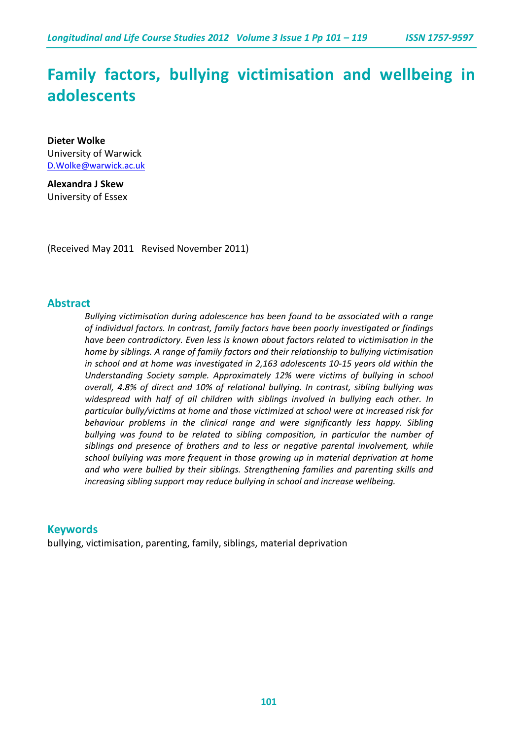# Family factors, bullying victimisation and wellbeing in adolescents

**Dieter Wolke**
University of Warwick
D.Wolke@warwick.ac.uk

**Alexandra J Skew**
University of Essex

(Received May 2011 Revised November 2011)

## Abstract

*Bullying victimisation during adolescence has been found to be associated with a range of individual factors. In contrast, family factors have been poorly investigated or findings have been contradictory. Even less is known about factors related to victimisation in the home by siblings. A range of family factors and their relationship to bullying victimisation in school and at home was investigated in 2,163 adolescents 10-15 years old within the Understanding Society sample. Approximately 12% were victims of bullying in school overall, 4.8% of direct and 10% of relational bullying. In contrast, sibling bullying was widespread with half of all children with siblings involved in bullying each other. In particular bully/victims at home and those victimized at school were at increased risk for behaviour problems in the clinical range and were significantly less happy. Sibling bullying was found to be related to sibling composition, in particular the number of siblings and presence of brothers and to less or negative parental involvement, while school bullying was more frequent in those growing up in material deprivation at home and who were bullied by their siblings. Strengthening families and parenting skills and increasing sibling support may reduce bullying in school and increase wellbeing.*

## Keywords

bullying, victimisation, parenting, family, siblings, material deprivation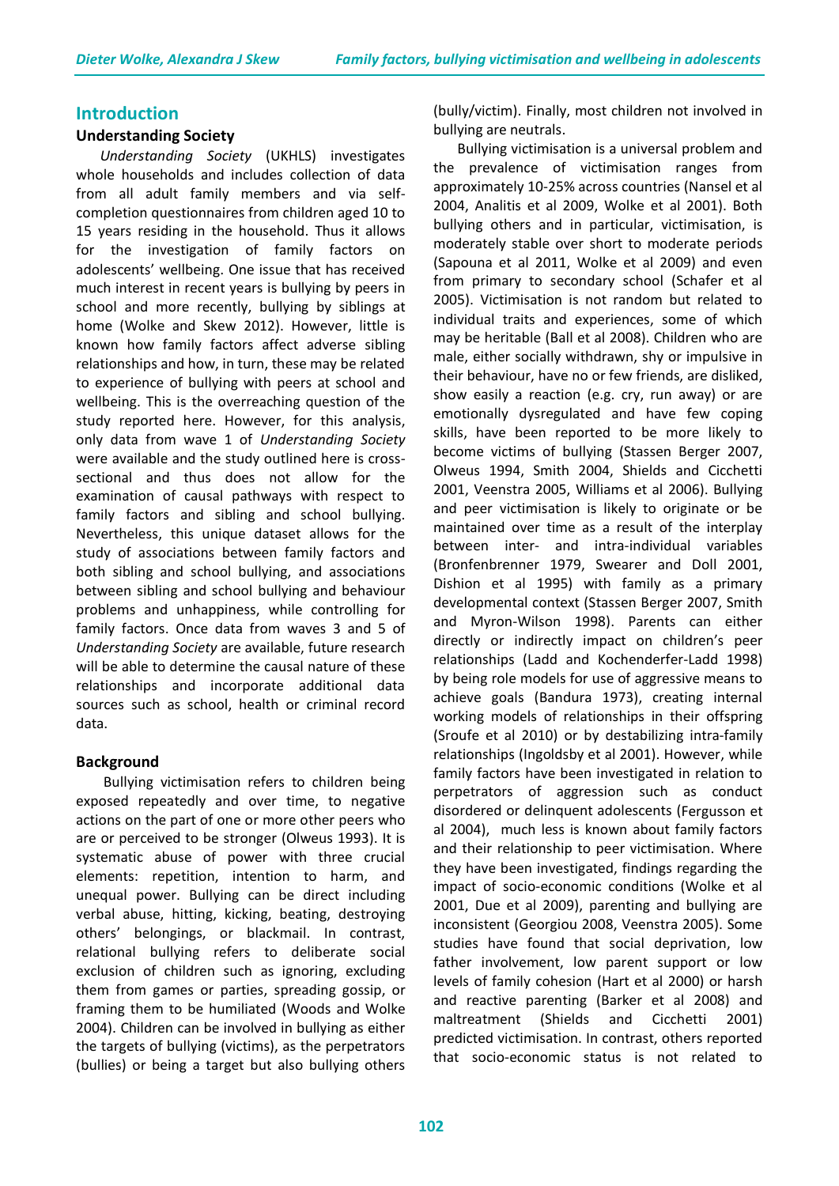## Introduction

### Understanding Society

*Understanding Society* (UKHLS) investigates whole households and includes collection of data from all adult family members and via self-completion questionnaires from children aged 10 to 15 years residing in the household. Thus it allows for the investigation of family factors on adolescents' wellbeing. One issue that has received much interest in recent years is bullying by peers in school and more recently, bullying by siblings at home (Wolke and Skew 2012). However, little is known how family factors affect adverse sibling relationships and how, in turn, these may be related to experience of bullying with peers at school and wellbeing. This is the overreaching question of the study reported here. However, for this analysis, only data from wave 1 of *Understanding Society* were available and the study outlined here is cross-sectional and thus does not allow for the examination of causal pathways with respect to family factors and sibling and school bullying. Nevertheless, this unique dataset allows for the study of associations between family factors and both sibling and school bullying, and associations between sibling and school bullying and behaviour problems and unhappiness, while controlling for family factors. Once data from waves 3 and 5 of *Understanding Society* are available, future research will be able to determine the causal nature of these relationships and incorporate additional data sources such as school, health or criminal record data.

### Background

Bullying victimisation refers to children being exposed repeatedly and over time, to negative actions on the part of one or more other peers who are or perceived to be stronger (Olweus 1993). It is systematic abuse of power with three crucial elements: repetition, intention to harm, and unequal power. Bullying can be direct including verbal abuse, hitting, kicking, beating, destroying others' belongings, or blackmail. In contrast, relational bullying refers to deliberate social exclusion of children such as ignoring, excluding them from games or parties, spreading gossip, or framing them to be humiliated (Woods and Wolke 2004). Children can be involved in bullying as either the targets of bullying (victims), as the perpetrators (bullies) or being a target but also bullying others (bully/victim). Finally, most children not involved in bullying are neutrals.

Bullying victimisation is a universal problem and the prevalence of victimisation ranges from approximately 10-25% across countries (Nansel et al 2004, Analitis et al 2009, Wolke et al 2001). Both bullying others and in particular, victimisation, is moderately stable over short to moderate periods (Sapouna et al 2011, Wolke et al 2009) and even from primary to secondary school (Schafer et al 2005). Victimisation is not random but related to individual traits and experiences, some of which may be heritable (Ball et al 2008). Children who are male, either socially withdrawn, shy or impulsive in their behaviour, have no or few friends, are disliked, show easily a reaction (e.g. cry, run away) or are emotionally dysregulated and have few coping skills, have been reported to be more likely to become victims of bullying (Stassen Berger 2007, Olweus 1994, Smith 2004, Shields and Cicchetti 2001, Veenstra 2005, Williams et al 2006). Bullying and peer victimisation is likely to originate or be maintained over time as a result of the interplay between inter- and intra-individual variables (Bronfenbrenner 1979, Swearer and Doll 2001, Dishion et al 1995) with family as a primary developmental context (Stassen Berger 2007, Smith and Myron-Wilson 1998). Parents can either directly or indirectly impact on children's peer relationships (Ladd and Kochenderfer-Ladd 1998) by being role models for use of aggressive means to achieve goals (Bandura 1973), creating internal working models of relationships in their offspring (Sroufe et al 2010) or by destabilizing intra-family relationships (Ingoldsby et al 2001). However, while family factors have been investigated in relation to perpetrators of aggression such as conduct disordered or delinquent adolescents (Fergusson et al 2004), much less is known about family factors and their relationship to peer victimisation. Where they have been investigated, findings regarding the impact of socio-economic conditions (Wolke et al 2001, Due et al 2009), parenting and bullying are inconsistent (Georgiou 2008, Veenstra 2005). Some studies have found that social deprivation, low father involvement, low parent support or low levels of family cohesion (Hart et al 2000) or harsh and reactive parenting (Barker et al 2008) and maltreatment (Shields and Cicchetti 2001) predicted victimisation. In contrast, others reported that socio-economic status is not related to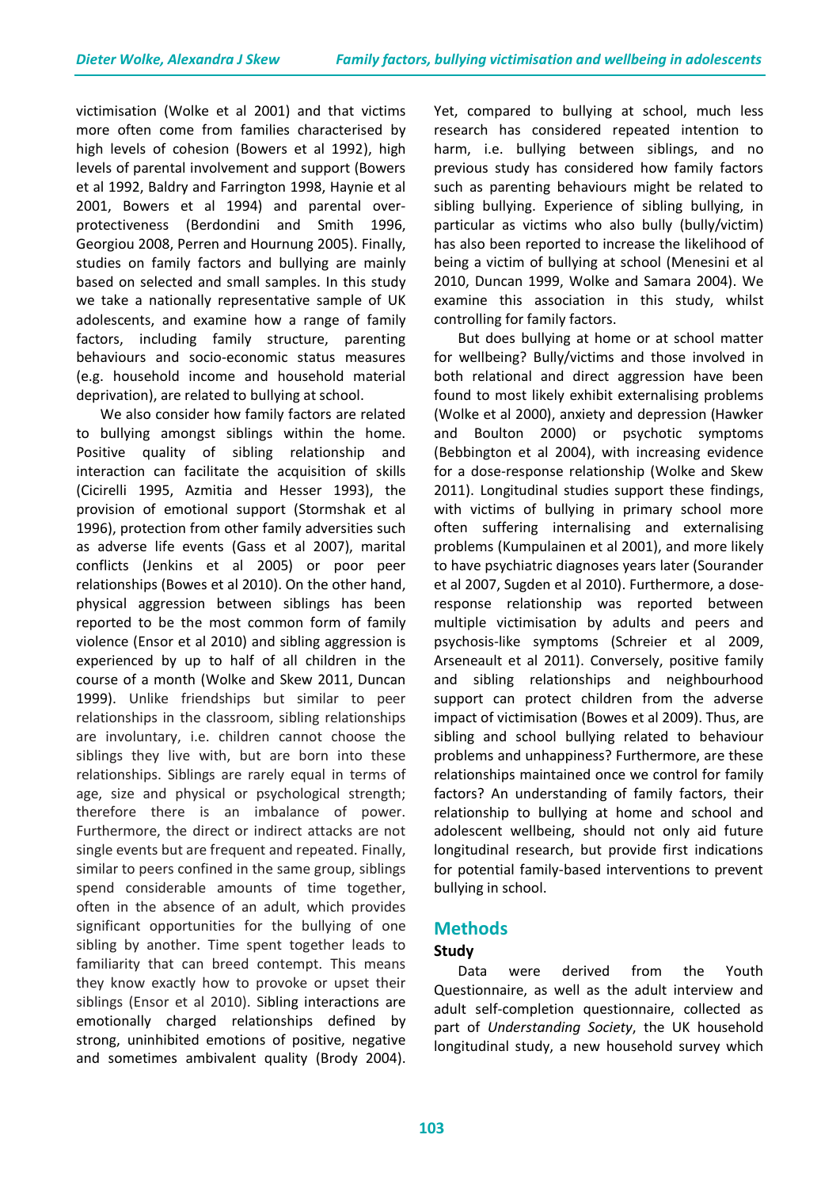victimisation (Wolke et al 2001) and that victims more often come from families characterised by high levels of cohesion (Bowers et al 1992), high levels of parental involvement and support (Bowers et al 1992, Baldry and Farrington 1998, Haynie et al 2001, Bowers et al 1994) and parental over-protectiveness (Berdondini and Smith 1996, Georgiou 2008, Perren and Hournung 2005). Finally, studies on family factors and bullying are mainly based on selected and small samples. In this study we take a nationally representative sample of UK adolescents, and examine how a range of family factors, including family structure, parenting behaviours and socio-economic status measures (e.g. household income and household material deprivation), are related to bullying at school.

We also consider how family factors are related to bullying amongst siblings within the home. Positive quality of sibling relationship and interaction can facilitate the acquisition of skills (Cicirelli 1995, Azmitia and Hesser 1993), the provision of emotional support (Stormshak et al 1996), protection from other family adversities such as adverse life events (Gass et al 2007), marital conflicts (Jenkins et al 2005) or poor peer relationships (Bowes et al 2010). On the other hand, physical aggression between siblings has been reported to be the most common form of family violence (Ensor et al 2010) and sibling aggression is experienced by up to half of all children in the course of a month (Wolke and Skew 2011, Duncan 1999). Unlike friendships but similar to peer relationships in the classroom, sibling relationships are involuntary, i.e. children cannot choose the siblings they live with, but are born into these relationships. Siblings are rarely equal in terms of age, size and physical or psychological strength; therefore there is an imbalance of power. Furthermore, the direct or indirect attacks are not single events but are frequent and repeated. Finally, similar to peers confined in the same group, siblings spend considerable amounts of time together, often in the absence of an adult, which provides significant opportunities for the bullying of one sibling by another. Time spent together leads to familiarity that can breed contempt. This means they know exactly how to provoke or upset their siblings (Ensor et al 2010). Sibling interactions are emotionally charged relationships defined by strong, uninhibited emotions of positive, negative and sometimes ambivalent quality (Brody 2004). Yet, compared to bullying at school, much less research has considered repeated intention to harm, i.e. bullying between siblings, and no previous study has considered how family factors such as parenting behaviours might be related to sibling bullying. Experience of sibling bullying, in particular as victims who also bully (bully/victim) has also been reported to increase the likelihood of being a victim of bullying at school (Menesini et al 2010, Duncan 1999, Wolke and Samara 2004). We examine this association in this study, whilst controlling for family factors.

But does bullying at home or at school matter for wellbeing? Bully/victims and those involved in both relational and direct aggression have been found to most likely exhibit externalising problems (Wolke et al 2000), anxiety and depression (Hawker and Boulton 2000) or psychotic symptoms (Bebbington et al 2004), with increasing evidence for a dose-response relationship (Wolke and Skew 2011). Longitudinal studies support these findings, with victims of bullying in primary school more often suffering internalising and externalising problems (Kumpulainen et al 2001), and more likely to have psychiatric diagnoses years later (Sourander et al 2007, Sugden et al 2010). Furthermore, a dose-response relationship was reported between multiple victimisation by adults and peers and psychosis-like symptoms (Schreier et al 2009, Arseneault et al 2011). Conversely, positive family and sibling relationships and neighbourhood support can protect children from the adverse impact of victimisation (Bowes et al 2009). Thus, are sibling and school bullying related to behaviour problems and unhappiness? Furthermore, are these relationships maintained once we control for family factors? An understanding of family factors, their relationship to bullying at home and school and adolescent wellbeing, should not only aid future longitudinal research, but provide first indications for potential family-based interventions to prevent bullying in school.

## Methods

### Study

Data were derived from the Youth Questionnaire, as well as the adult interview and adult self-completion questionnaire, collected as part of *Understanding Society*, the UK household longitudinal study, a new household survey which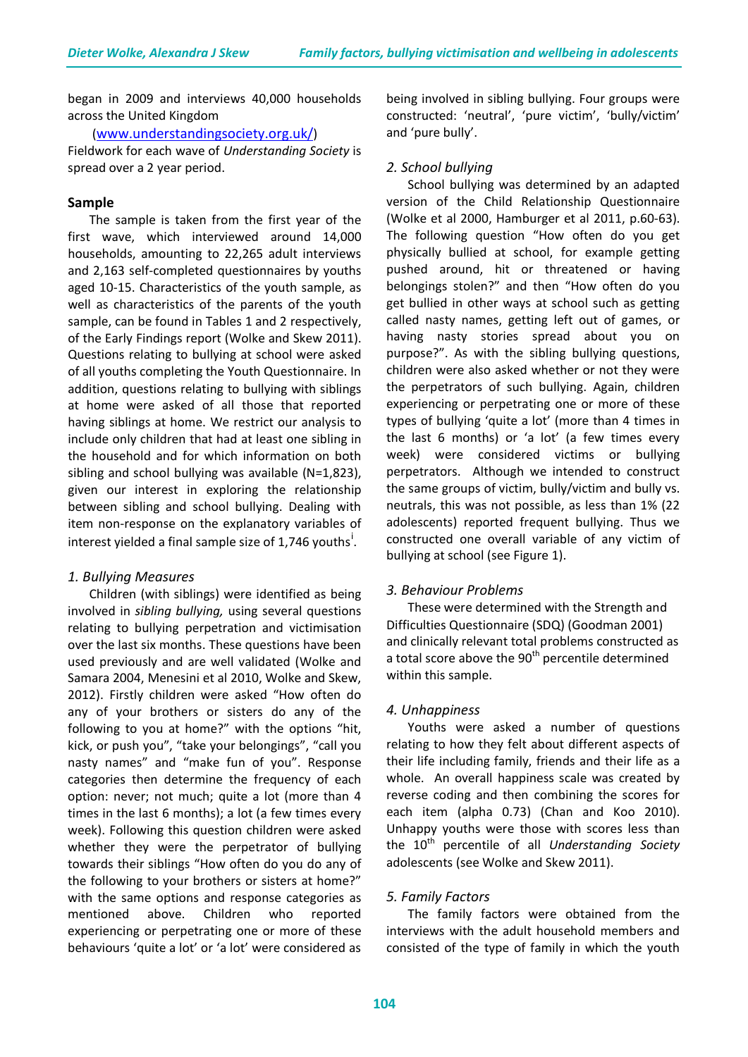began in 2009 and interviews 40,000 households across the United Kingdom

(www.understandingsociety.org.uk/)

Fieldwork for each wave of *Understanding Society* is spread over a 2 year period.

**Sample**

The sample is taken from the first year of the first wave, which interviewed around 14,000 households, amounting to 22,265 adult interviews and 2,163 self-completed questionnaires by youths aged 10-15. Characteristics of the youth sample, as well as characteristics of the parents of the youth sample, can be found in Tables 1 and 2 respectively, of the Early Findings report (Wolke and Skew 2011). Questions relating to bullying at school were asked of all youths completing the Youth Questionnaire. In addition, questions relating to bullying with siblings at home were asked of all those that reported having siblings at home. We restrict our analysis to include only children that had at least one sibling in the household and for which information on both sibling and school bullying was available (N=1,823), given our interest in exploring the relationship between sibling and school bullying. Dealing with item non-response on the explanatory variables of interest yielded a final sample size of 1,746 youths[i].

*1. Bullying Measures*

Children (with siblings) were identified as being involved in *sibling bullying,* using several questions relating to bullying perpetration and victimisation over the last six months. These questions have been used previously and are well validated (Wolke and Samara 2004, Menesini et al 2010, Wolke and Skew, 2012). Firstly children were asked "How often do any of your brothers or sisters do any of the following to you at home?" with the options "hit, kick, or push you", "take your belongings", "call you nasty names" and "make fun of you". Response categories then determine the frequency of each option: never; not much; quite a lot (more than 4 times in the last 6 months); a lot (a few times every week). Following this question children were asked whether they were the perpetrator of bullying towards their siblings "How often do you do any of the following to your brothers or sisters at home?" with the same options and response categories as mentioned above. Children who reported experiencing or perpetrating one or more of these behaviours 'quite a lot' or 'a lot' were considered as being involved in sibling bullying. Four groups were constructed: 'neutral', 'pure victim', 'bully/victim' and 'pure bully'.

*2. School bullying*

School bullying was determined by an adapted version of the Child Relationship Questionnaire (Wolke et al 2000, Hamburger et al 2011, p.60-63). The following question "How often do you get physically bullied at school, for example getting pushed around, hit or threatened or having belongings stolen?" and then "How often do you get bullied in other ways at school such as getting called nasty names, getting left out of games, or having nasty stories spread about you on purpose?". As with the sibling bullying questions, children were also asked whether or not they were the perpetrators of such bullying. Again, children experiencing or perpetrating one or more of these types of bullying 'quite a lot' (more than 4 times in the last 6 months) or 'a lot' (a few times every week) were considered victims or bullying perpetrators. Although we intended to construct the same groups of victim, bully/victim and bully vs. neutrals, this was not possible, as less than 1% (22 adolescents) reported frequent bullying. Thus we constructed one overall variable of any victim of bullying at school (see Figure 1).

*3. Behaviour Problems*

These were determined with the Strength and Difficulties Questionnaire (SDQ) (Goodman 2001) and clinically relevant total problems constructed as a total score above the 90th percentile determined within this sample.

*4. Unhappiness*

Youths were asked a number of questions relating to how they felt about different aspects of their life including family, friends and their life as a whole. An overall happiness scale was created by reverse coding and then combining the scores for each item (alpha 0.73) (Chan and Koo 2010). Unhappy youths were those with scores less than the 10th percentile of all *Understanding Society* adolescents (see Wolke and Skew 2011).

*5. Family Factors*

The family factors were obtained from the interviews with the adult household members and consisted of the type of family in which the youth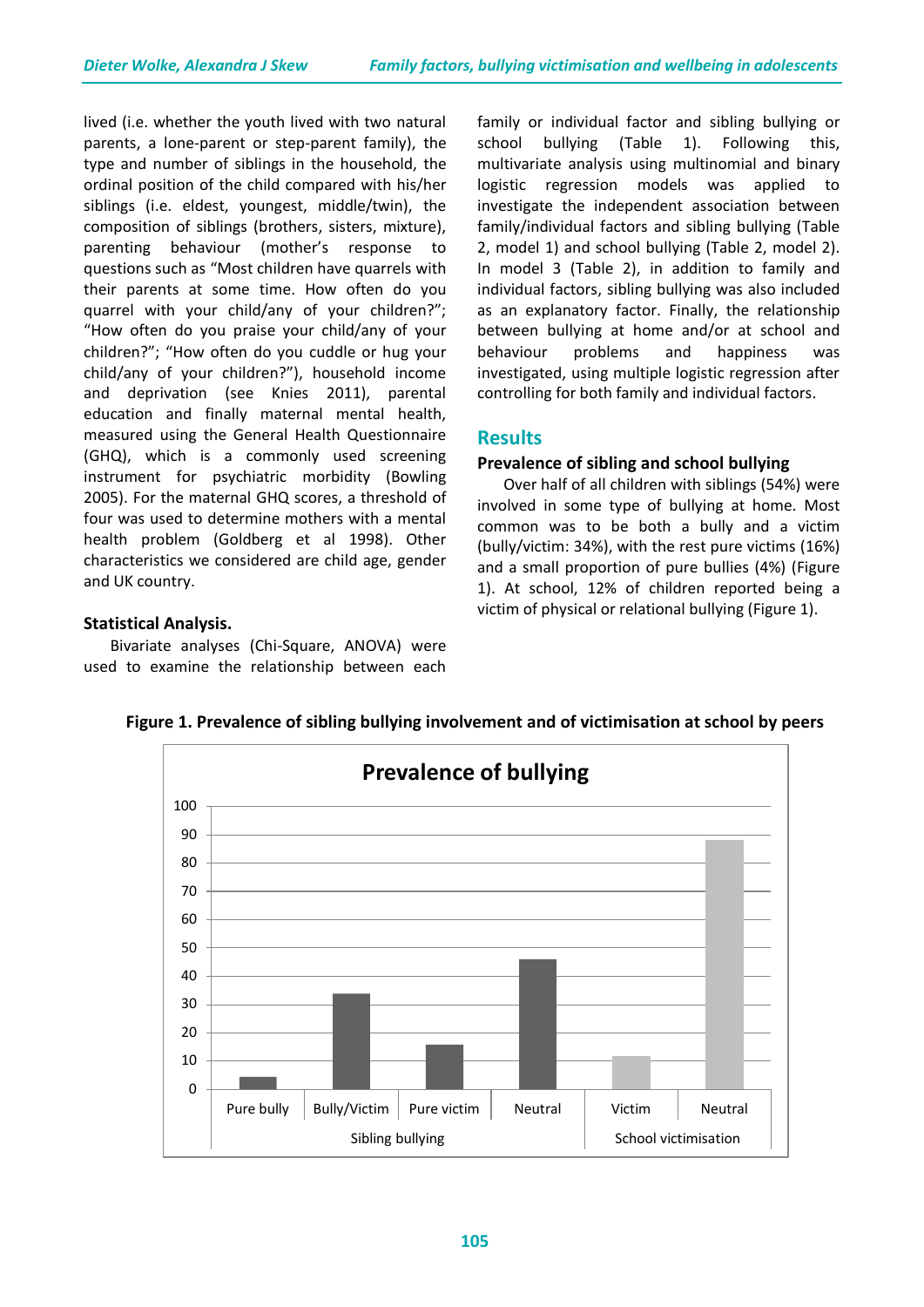lived (i.e. whether the youth lived with two natural parents, a lone-parent or step-parent family), the type and number of siblings in the household, the ordinal position of the child compared with his/her siblings (i.e. eldest, youngest, middle/twin), the composition of siblings (brothers, sisters, mixture), parenting behaviour (mother's response to questions such as "Most children have quarrels with their parents at some time. How often do you quarrel with your child/any of your children?"; "How often do you praise your child/any of your children?"; "How often do you cuddle or hug your child/any of your children?"), household income and deprivation (see Knies 2011), parental education and finally maternal mental health, measured using the General Health Questionnaire (GHQ), which is a commonly used screening instrument for psychiatric morbidity (Bowling 2005). For the maternal GHQ scores, a threshold of four was used to determine mothers with a mental health problem (Goldberg et al 1998). Other characteristics we considered are child age, gender and UK country.

### Statistical Analysis.

Bivariate analyses (Chi-Square, ANOVA) were used to examine the relationship between each family or individual factor and sibling bullying or school bullying (Table 1). Following this, multivariate analysis using multinomial and binary logistic regression models was applied to investigate the independent association between family/individual factors and sibling bullying (Table 2, model 1) and school bullying (Table 2, model 2). In model 3 (Table 2), in addition to family and individual factors, sibling bullying was also included as an explanatory factor. Finally, the relationship between bullying at home and/or at school and behaviour problems and happiness was investigated, using multiple logistic regression after controlling for both family and individual factors.

## Results

### Prevalence of sibling and school bullying

Over half of all children with siblings (54%) were involved in some type of bullying at home. Most common was to be both a bully and a victim (bully/victim: 34%), with the rest pure victims (16%) and a small proportion of pure bullies (4%) (Figure 1). At school, 12% of children reported being a victim of physical or relational bullying (Figure 1).

**Figure 1. Prevalence of sibling bullying involvement and of victimisation at school by peers**

| | Sibling bullying | | | | School victimisation | |
|---|---|---|---|---|---|---|
| | Pure bully | Bully/Victim | Pure victim | Neutral | Victim | Neutral |
| Prevalence of bullying (%) | 4 | 34 | 16 | 46 | 12 | 88 |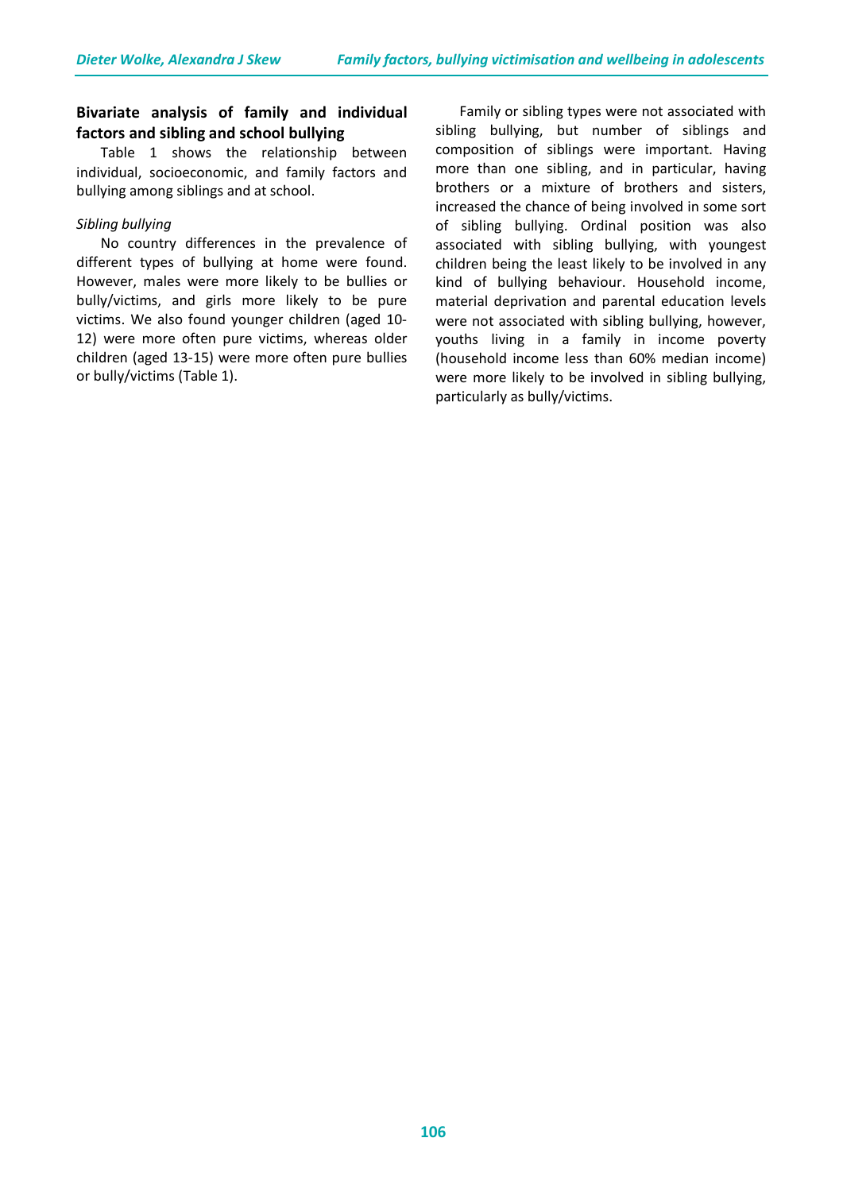### Bivariate analysis of family and individual factors and sibling and school bullying

Table 1 shows the relationship between individual, socioeconomic, and family factors and bullying among siblings and at school.

*Sibling bullying*

No country differences in the prevalence of different types of bullying at home were found. However, males were more likely to be bullies or bully/victims, and girls more likely to be pure victims. We also found younger children (aged 10-12) were more often pure victims, whereas older children (aged 13-15) were more often pure bullies or bully/victims (Table 1).

Family or sibling types were not associated with sibling bullying, but number of siblings and composition of siblings were important. Having more than one sibling, and in particular, having brothers or a mixture of brothers and sisters, increased the chance of being involved in some sort of sibling bullying. Ordinal position was also associated with sibling bullying, with youngest children being the least likely to be involved in any kind of bullying behaviour. Household income, material deprivation and parental education levels were not associated with sibling bullying, however, youths living in a family in income poverty (household income less than 60% median income) were more likely to be involved in sibling bullying, particularly as bully/victims.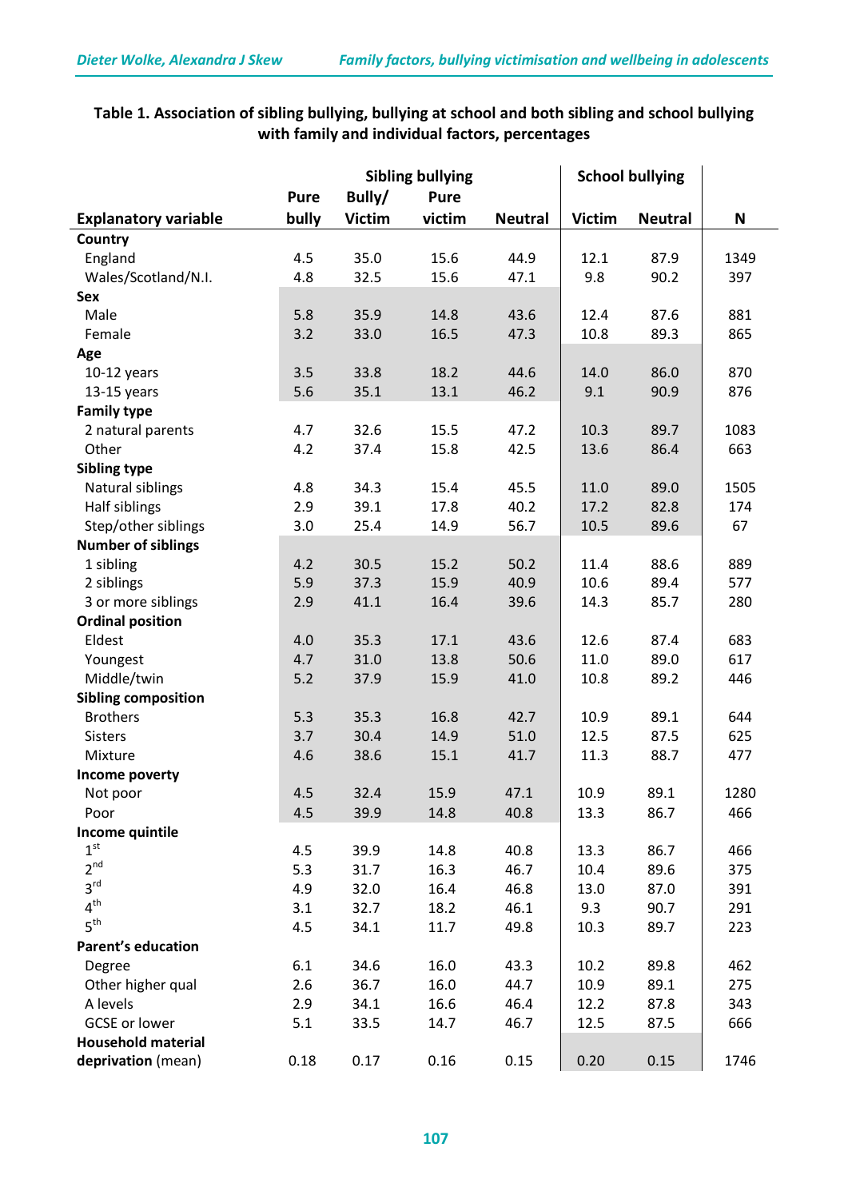**Table 1. Association of sibling bullying, bullying at school and both sibling and school bullying with family and individual factors, percentages**

| | Sibling bullying | | | | School bullying | | |
|---|---|---|---|---|---|---|---|
| **Explanatory variable** | **Pure bully** | **Bully/ Victim** | **Pure victim** | **Neutral** | **Victim** | **Neutral** | **N** |
| **Country** | | | | | | | |
| England | 4.5 | 35.0 | 15.6 | 44.9 | 12.1 | 87.9 | 1349 |
| Wales/Scotland/N.I. | 4.8 | 32.5 | 15.6 | 47.1 | 9.8 | 90.2 | 397 |
| **Sex** | | | | | | | |
| Male | 5.8 | 35.9 | 14.8 | 43.6 | 12.4 | 87.6 | 881 |
| Female | 3.2 | 33.0 | 16.5 | 47.3 | 10.8 | 89.3 | 865 |
| **Age** | | | | | | | |
| 10-12 years | 3.5 | 33.8 | 18.2 | 44.6 | 14.0 | 86.0 | 870 |
| 13-15 years | 5.6 | 35.1 | 13.1 | 46.2 | 9.1 | 90.9 | 876 |
| **Family type** | | | | | | | |
| 2 natural parents | 4.7 | 32.6 | 15.5 | 47.2 | 10.3 | 89.7 | 1083 |
| Other | 4.2 | 37.4 | 15.8 | 42.5 | 13.6 | 86.4 | 663 |
| **Sibling type** | | | | | | | |
| Natural siblings | 4.8 | 34.3 | 15.4 | 45.5 | 11.0 | 89.0 | 1505 |
| Half siblings | 2.9 | 39.1 | 17.8 | 40.2 | 17.2 | 82.8 | 174 |
| Step/other siblings | 3.0 | 25.4 | 14.9 | 56.7 | 10.5 | 89.6 | 67 |
| **Number of siblings** | | | | | | | |
| 1 sibling | 4.2 | 30.5 | 15.2 | 50.2 | 11.4 | 88.6 | 889 |
| 2 siblings | 5.9 | 37.3 | 15.9 | 40.9 | 10.6 | 89.4 | 577 |
| 3 or more siblings | 2.9 | 41.1 | 16.4 | 39.6 | 14.3 | 85.7 | 280 |
| **Ordinal position** | | | | | | | |
| Eldest | 4.0 | 35.3 | 17.1 | 43.6 | 12.6 | 87.4 | 683 |
| Youngest | 4.7 | 31.0 | 13.8 | 50.6 | 11.0 | 89.0 | 617 |
| Middle/twin | 5.2 | 37.9 | 15.9 | 41.0 | 10.8 | 89.2 | 446 |
| **Sibling composition** | | | | | | | |
| Brothers | 5.3 | 35.3 | 16.8 | 42.7 | 10.9 | 89.1 | 644 |
| Sisters | 3.7 | 30.4 | 14.9 | 51.0 | 12.5 | 87.5 | 625 |
| Mixture | 4.6 | 38.6 | 15.1 | 41.7 | 11.3 | 88.7 | 477 |
| **Income poverty** | | | | | | | |
| Not poor | 4.5 | 32.4 | 15.9 | 47.1 | 10.9 | 89.1 | 1280 |
| Poor | 4.5 | 39.9 | 14.8 | 40.8 | 13.3 | 86.7 | 466 |
| **Income quintile** | | | | | | | |
| 1st | 4.5 | 39.9 | 14.8 | 40.8 | 13.3 | 86.7 | 466 |
| 2nd | 5.3 | 31.7 | 16.3 | 46.7 | 10.4 | 89.6 | 375 |
| 3rd | 4.9 | 32.0 | 16.4 | 46.8 | 13.0 | 87.0 | 391 |
| 4th | 3.1 | 32.7 | 18.2 | 46.1 | 9.3 | 90.7 | 291 |
| 5th | 4.5 | 34.1 | 11.7 | 49.8 | 10.3 | 89.7 | 223 |
| **Parent's education** | | | | | | | |
| Degree | 6.1 | 34.6 | 16.0 | 43.3 | 10.2 | 89.8 | 462 |
| Other higher qual | 2.6 | 36.7 | 16.0 | 44.7 | 10.9 | 89.1 | 275 |
| A levels | 2.9 | 34.1 | 16.6 | 46.4 | 12.2 | 87.8 | 343 |
| GCSE or lower | 5.1 | 33.5 | 14.7 | 46.7 | 12.5 | 87.5 | 666 |
| **Household material deprivation** (mean) | 0.18 | 0.17 | 0.16 | 0.15 | 0.20 | 0.15 | 1746 |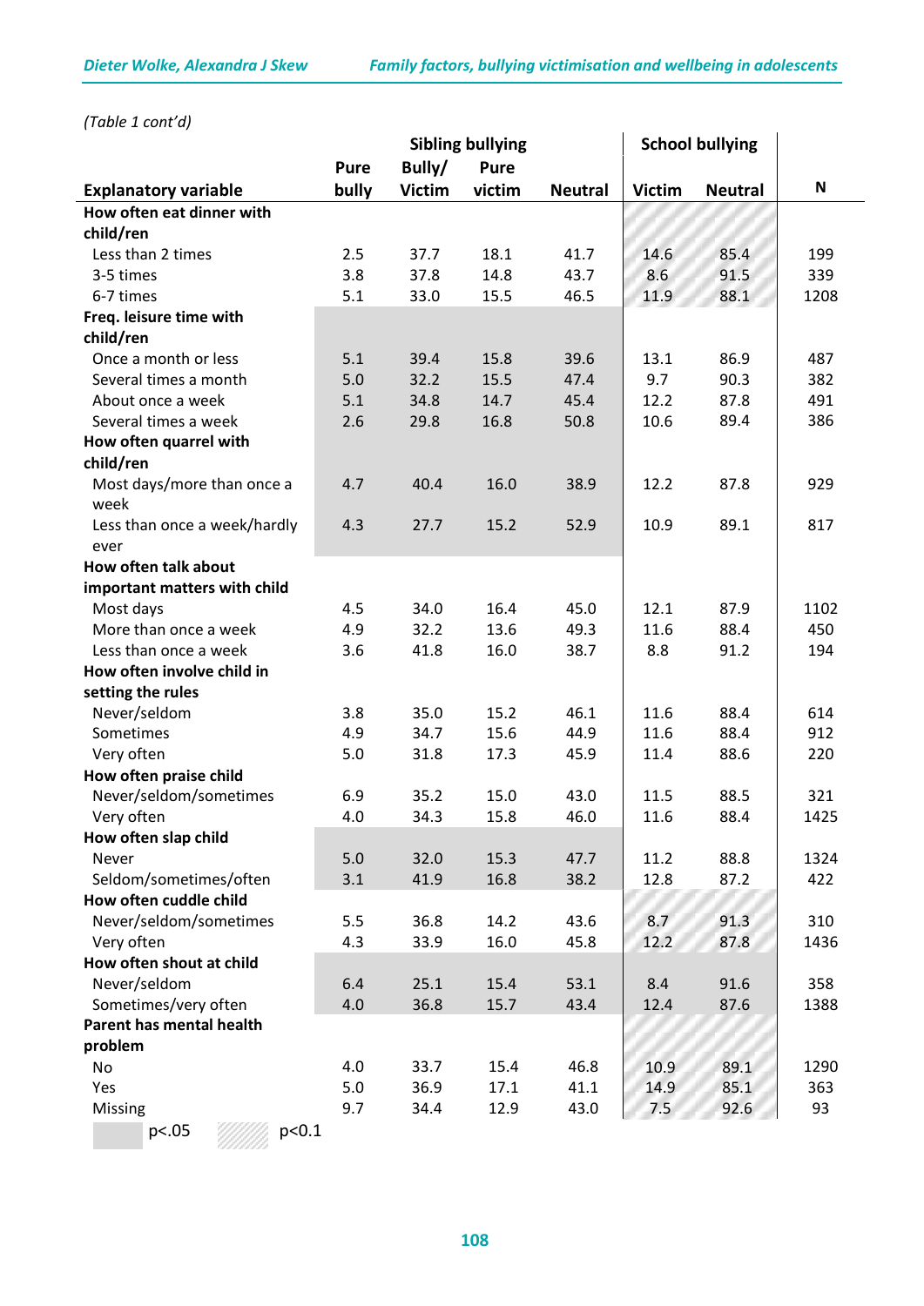*(Table 1 cont'd)*

| Explanatory variable | Sibling bullying: Pure bully | Sibling bullying: Bully/ Victim | Sibling bullying: Pure victim | Sibling bullying: Neutral | School bullying: Victim | School bullying: Neutral | N |
|---|---|---|---|---|---|---|---|
| **How often eat dinner with child/ren** | | | | | | | |
| Less than 2 times | 2.5 | 37.7 | 18.1 | 41.7 | 14.6 | 85.4 | 199 |
| 3-5 times | 3.8 | 37.8 | 14.8 | 43.7 | 8.6 | 91.5 | 339 |
| 6-7 times | 5.1 | 33.0 | 15.5 | 46.5 | 11.9 | 88.1 | 1208 |
| **Freq. leisure time with child/ren** | | | | | | | |
| Once a month or less | 5.1 | 39.4 | 15.8 | 39.6 | 13.1 | 86.9 | 487 |
| Several times a month | 5.0 | 32.2 | 15.5 | 47.4 | 9.7 | 90.3 | 382 |
| About once a week | 5.1 | 34.8 | 14.7 | 45.4 | 12.2 | 87.8 | 491 |
| Several times a week | 2.6 | 29.8 | 16.8 | 50.8 | 10.6 | 89.4 | 386 |
| **How often quarrel with child/ren** | | | | | | | |
| Most days/more than once a week | 4.7 | 40.4 | 16.0 | 38.9 | 12.2 | 87.8 | 929 |
| Less than once a week/hardly ever | 4.3 | 27.7 | 15.2 | 52.9 | 10.9 | 89.1 | 817 |
| **How often talk about important matters with child** | | | | | | | |
| Most days | 4.5 | 34.0 | 16.4 | 45.0 | 12.1 | 87.9 | 1102 |
| More than once a week | 4.9 | 32.2 | 13.6 | 49.3 | 11.6 | 88.4 | 450 |
| Less than once a week | 3.6 | 41.8 | 16.0 | 38.7 | 8.8 | 91.2 | 194 |
| **How often involve child in setting the rules** | | | | | | | |
| Never/seldom | 3.8 | 35.0 | 15.2 | 46.1 | 11.6 | 88.4 | 614 |
| Sometimes | 4.9 | 34.7 | 15.6 | 44.9 | 11.6 | 88.4 | 912 |
| Very often | 5.0 | 31.8 | 17.3 | 45.9 | 11.4 | 88.6 | 220 |
| **How often praise child** | | | | | | | |
| Never/seldom/sometimes | 6.9 | 35.2 | 15.0 | 43.0 | 11.5 | 88.5 | 321 |
| Very often | 4.0 | 34.3 | 15.8 | 46.0 | 11.6 | 88.4 | 1425 |
| **How often slap child** | | | | | | | |
| Never | 5.0 | 32.0 | 15.3 | 47.7 | 11.2 | 88.8 | 1324 |
| Seldom/sometimes/often | 3.1 | 41.9 | 16.8 | 38.2 | 12.8 | 87.2 | 422 |
| **How often cuddle child** | | | | | | | |
| Never/seldom/sometimes | 5.5 | 36.8 | 14.2 | 43.6 | 8.7 | 91.3 | 310 |
| Very often | 4.3 | 33.9 | 16.0 | 45.8 | 12.2 | 87.8 | 1436 |
| **How often shout at child** | | | | | | | |
| Never/seldom | 6.4 | 25.1 | 15.4 | 53.1 | 8.4 | 91.6 | 358 |
| Sometimes/very often | 4.0 | 36.8 | 15.7 | 43.4 | 12.4 | 87.6 | 1388 |
| **Parent has mental health problem** | | | | | | | |
| No | 4.0 | 33.7 | 15.4 | 46.8 | 10.9 | 89.1 | 1290 |
| Yes | 5.0 | 36.9 | 17.1 | 41.1 | 14.9 | 85.1 | 363 |
| Missing | 9.7 | 34.4 | 12.9 | 43.0 | 7.5 | 92.6 | 93 |

Shading legend: grey = $p<.05$; hatched = $p<0.1$ (grey, sibling bullying: leisure time, quarrel, slap, shout; hatched, school bullying: dinner, cuddle, mental health problem)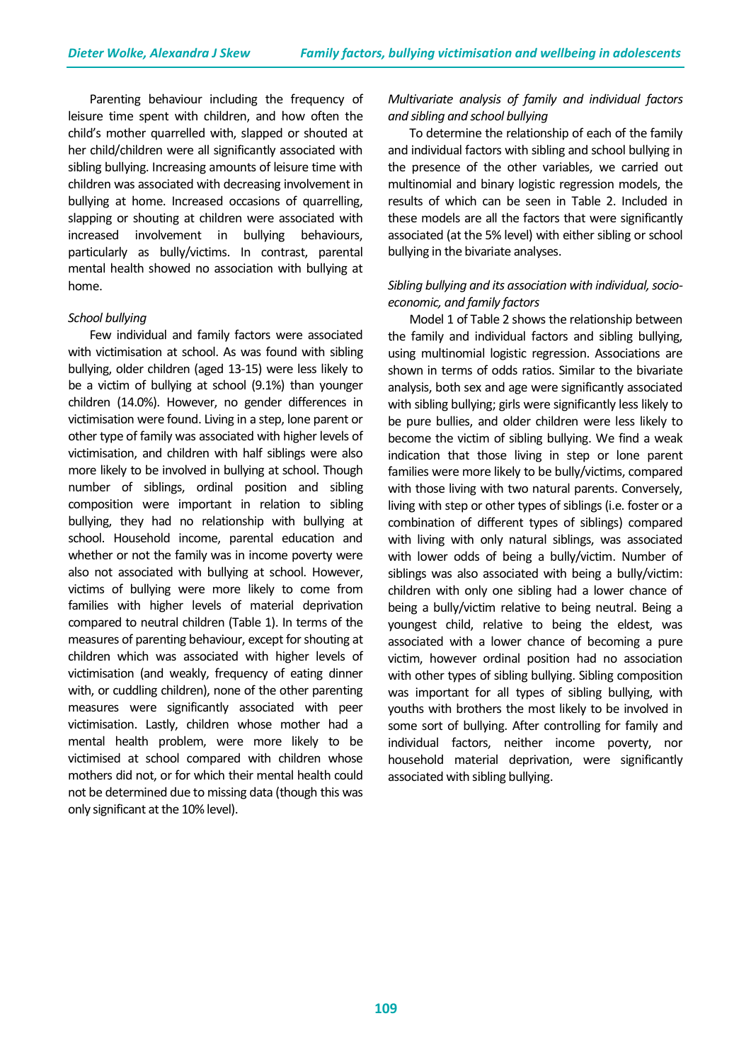Parenting behaviour including the frequency of leisure time spent with children, and how often the child's mother quarrelled with, slapped or shouted at her child/children were all significantly associated with sibling bullying. Increasing amounts of leisure time with children was associated with decreasing involvement in bullying at home. Increased occasions of quarrelling, slapping or shouting at children were associated with increased involvement in bullying behaviours, particularly as bully/victims. In contrast, parental mental health showed no association with bullying at home.

*School bullying*

Few individual and family factors were associated with victimisation at school. As was found with sibling bullying, older children (aged 13-15) were less likely to be a victim of bullying at school (9.1%) than younger children (14.0%). However, no gender differences in victimisation were found. Living in a step, lone parent or other type of family was associated with higher levels of victimisation, and children with half siblings were also more likely to be involved in bullying at school. Though number of siblings, ordinal position and sibling composition were important in relation to sibling bullying, they had no relationship with bullying at school. Household income, parental education and whether or not the family was in income poverty were also not associated with bullying at school. However, victims of bullying were more likely to come from families with higher levels of material deprivation compared to neutral children (Table 1). In terms of the measures of parenting behaviour, except for shouting at children which was associated with higher levels of victimisation (and weakly, frequency of eating dinner with, or cuddling children), none of the other parenting measures were significantly associated with peer victimisation. Lastly, children whose mother had a mental health problem, were more likely to be victimised at school compared with children whose mothers did not, or for which their mental health could not be determined due to missing data (though this was only significant at the 10% level).

*Multivariate analysis of family and individual factors and sibling and school bullying*

To determine the relationship of each of the family and individual factors with sibling and school bullying in the presence of the other variables, we carried out multinomial and binary logistic regression models, the results of which can be seen in Table 2. Included in these models are all the factors that were significantly associated (at the 5% level) with either sibling or school bullying in the bivariate analyses.

*Sibling bullying and its association with individual, socio-economic, and family factors*

Model 1 of Table 2 shows the relationship between the family and individual factors and sibling bullying, using multinomial logistic regression. Associations are shown in terms of odds ratios. Similar to the bivariate analysis, both sex and age were significantly associated with sibling bullying; girls were significantly less likely to be pure bullies, and older children were less likely to become the victim of sibling bullying. We find a weak indication that those living in step or lone parent families were more likely to be bully/victims, compared with those living with two natural parents. Conversely, living with step or other types of siblings (i.e. foster or a combination of different types of siblings) compared with living with only natural siblings, was associated with lower odds of being a bully/victim. Number of siblings was also associated with being a bully/victim: children with only one sibling had a lower chance of being a bully/victim relative to being neutral. Being a youngest child, relative to being the eldest, was associated with a lower chance of becoming a pure victim, however ordinal position had no association with other types of sibling bullying. Sibling composition was important for all types of sibling bullying, with youths with brothers the most likely to be involved in some sort of bullying. After controlling for family and individual factors, neither income poverty, nor household material deprivation, were significantly associated with sibling bullying.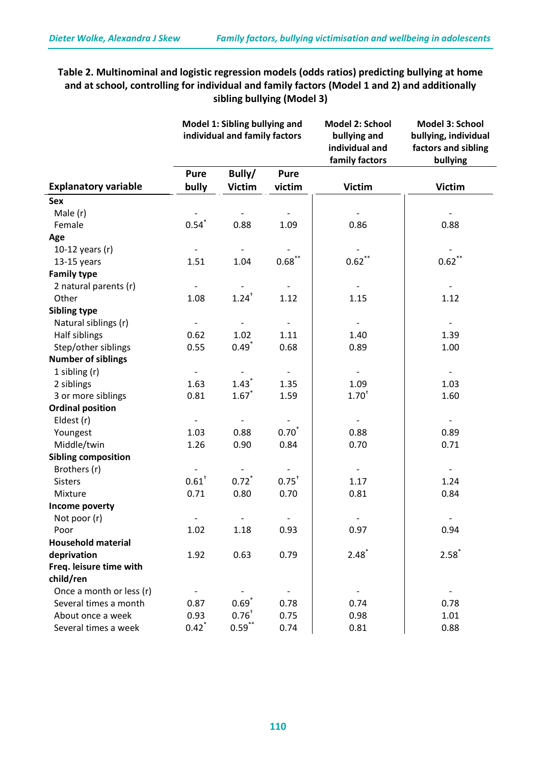**Table 2. Multinominal and logistic regression models (odds ratios) predicting bullying at home and at school, controlling for individual and family factors (Model 1 and 2) and additionally sibling bullying (Model 3)**

| Explanatory variable | Model 1: Sibling bullying and individual and family factors | | | Model 2: School bullying and individual and family factors | Model 3: School bullying, individual factors and sibling bullying |
|---|---|---|---|---|---|
| | Pure bully | Bully/ Victim | Pure victim | Victim | Victim |
| **Sex** | | | | | |
| Male (r) | - | - | - | - | - |
| Female | 0.54* | 0.88 | 1.09 | 0.86 | 0.88 |
| **Age** | | | | | |
| 10-12 years (r) | - | - | - | - | - |
| 13-15 years | 1.51 | 1.04 | 0.68** | 0.62** | 0.62** |
| **Family type** | | | | | |
| 2 natural parents (r) | - | - | - | - | - |
| Other | 1.08 | 1.24† | 1.12 | 1.15 | 1.12 |
| **Sibling type** | | | | | |
| Natural siblings (r) | - | - | - | - | - |
| Half siblings | 0.62 | 1.02 | 1.11 | 1.40 | 1.39 |
| Step/other siblings | 0.55 | 0.49* | 0.68 | 0.89 | 1.00 |
| **Number of siblings** | | | | | |
| 1 sibling (r) | - | - | - | - | - |
| 2 siblings | 1.63 | 1.43* | 1.35 | 1.09 | 1.03 |
| 3 or more siblings | 0.81 | 1.67* | 1.59 | 1.70† | 1.60 |
| **Ordinal position** | | | | | |
| Eldest (r) | - | - | - | - | - |
| Youngest | 1.03 | 0.88 | 0.70* | 0.88 | 0.89 |
| Middle/twin | 1.26 | 0.90 | 0.84 | 0.70 | 0.71 |
| **Sibling composition** | | | | | |
| Brothers (r) | - | - | - | - | - |
| Sisters | 0.61† | 0.72* | 0.75† | 1.17 | 1.24 |
| Mixture | 0.71 | 0.80 | 0.70 | 0.81 | 0.84 |
| **Income poverty** | | | | | |
| Not poor (r) | - | - | - | - | - |
| Poor | 1.02 | 1.18 | 0.93 | 0.97 | 0.94 |
| **Household material deprivation** | 1.92 | 0.63 | 0.79 | 2.48* | 2.58* |
| **Freq. leisure time with child/ren** | | | | | |
| Once a month or less (r) | - | - | - | - | - |
| Several times a month | 0.87 | 0.69* | 0.78 | 0.74 | 0.78 |
| About once a week | 0.93 | 0.76† | 0.75 | 0.98 | 1.01 |
| Several times a week | 0.42* | 0.59** | 0.74 | 0.81 | 0.88 |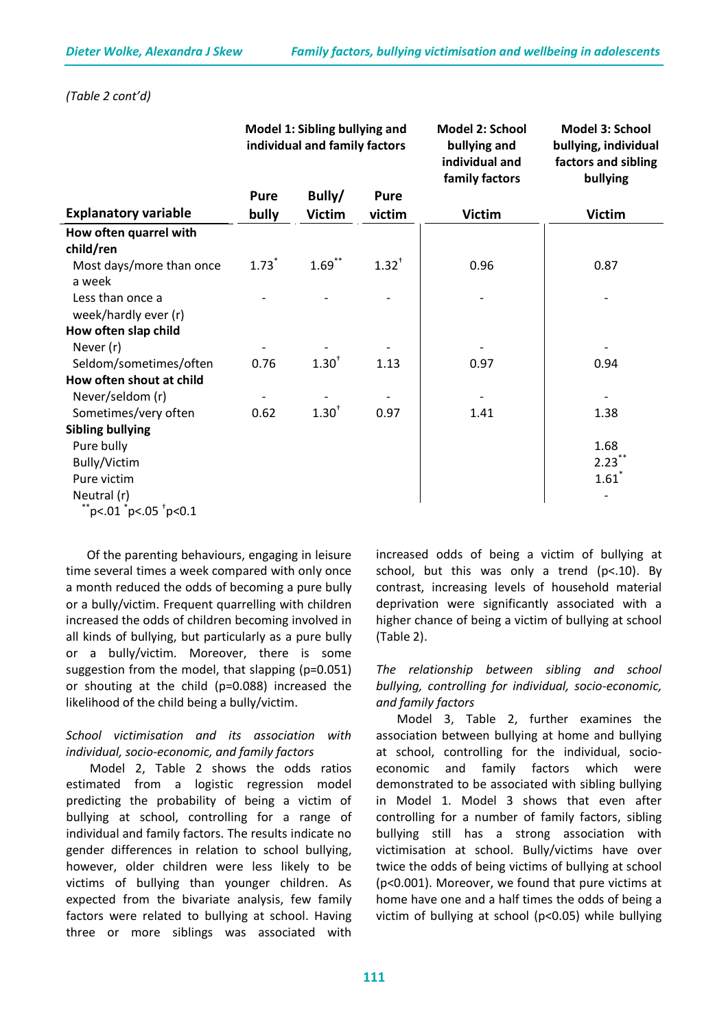*(Table 2 cont'd)*

| Explanatory variable | Model 1: Sibling bullying and individual and family factors | | | Model 2: School bullying and individual and family factors | Model 3: School bullying, individual factors and sibling bullying |
|---|---|---|---|---|---|
| | Pure bully | Bully/ Victim | Pure victim | Victim | Victim |
| **How often quarrel with child/ren** | | | | | |
| Most days/more than once a week | 1.73$^{*}$ | 1.69$^{**}$ | 1.32$^{†}$ | 0.96 | 0.87 |
| Less than once a week/hardly ever (r) | - | - | - | - | - |
| **How often slap child** | | | | | |
| Never (r) | - | - | - | - | - |
| Seldom/sometimes/often | 0.76 | 1.30$^{†}$ | 1.13 | 0.97 | 0.94 |
| **How often shout at child** | | | | | |
| Never/seldom (r) | - | - | - | - | - |
| Sometimes/very often | 0.62 | 1.30$^{†}$ | 0.97 | 1.41 | 1.38 |
| **Sibling bullying** | | | | | |
| Pure bully | | | | | 1.68 |
| Bully/Victim | | | | | 2.23$^{**}$ |
| Pure victim | | | | | 1.61$^{*}$ |
| Neutral (r) | | | | | - |

$^{**}p<.01$ $^{*}p<.05$ $^{†}p<0.1$

Of the parenting behaviours, engaging in leisure time several times a week compared with only once a month reduced the odds of becoming a pure bully or a bully/victim. Frequent quarrelling with children increased the odds of children becoming involved in all kinds of bullying, but particularly as a pure bully or a bully/victim. Moreover, there is some suggestion from the model, that slapping (p=0.051) or shouting at the child (p=0.088) increased the likelihood of the child being a bully/victim.

*School victimisation and its association with individual, socio-economic, and family factors*

Model 2, Table 2 shows the odds ratios estimated from a logistic regression model predicting the probability of being a victim of bullying at school, controlling for a range of individual and family factors. The results indicate no gender differences in relation to school bullying, however, older children were less likely to be victims of bullying than younger children. As expected from the bivariate analysis, few family factors were related to bullying at school. Having three or more siblings was associated with increased odds of being a victim of bullying at school, but this was only a trend (p<.10). By contrast, increasing levels of household material deprivation were significantly associated with a higher chance of being a victim of bullying at school (Table 2).

*The relationship between sibling and school bullying, controlling for individual, socio-economic, and family factors*

Model 3, Table 2, further examines the association between bullying at home and bullying at school, controlling for the individual, socio-economic and family factors which were demonstrated to be associated with sibling bullying in Model 1. Model 3 shows that even after controlling for a number of family factors, sibling bullying still has a strong association with victimisation at school. Bully/victims have over twice the odds of being victims of bullying at school (p<0.001). Moreover, we found that pure victims at home have one and a half times the odds of being a victim of bullying at school (p<0.05) while bullying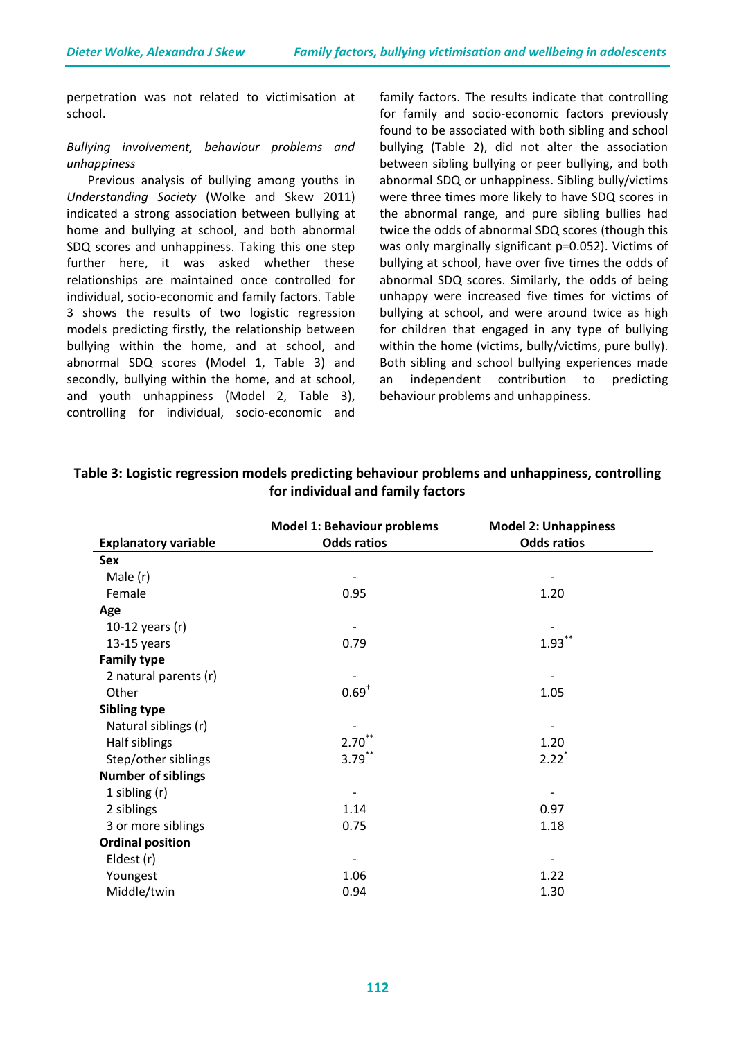perpetration was not related to victimisation at school.

*Bullying involvement, behaviour problems and unhappiness*

Previous analysis of bullying among youths in *Understanding Society* (Wolke and Skew 2011) indicated a strong association between bullying at home and bullying at school, and both abnormal SDQ scores and unhappiness. Taking this one step further here, it was asked whether these relationships are maintained once controlled for individual, socio-economic and family factors. Table 3 shows the results of two logistic regression models predicting firstly, the relationship between bullying within the home, and at school, and abnormal SDQ scores (Model 1, Table 3) and secondly, bullying within the home, and at school, and youth unhappiness (Model 2, Table 3), controlling for individual, socio-economic and family factors. The results indicate that controlling for family and socio-economic factors previously found to be associated with both sibling and school bullying (Table 2), did not alter the association between sibling bullying or peer bullying, and both abnormal SDQ or unhappiness. Sibling bully/victims were three times more likely to have SDQ scores in the abnormal range, and pure sibling bullies had twice the odds of abnormal SDQ scores (though this was only marginally significant p=0.052). Victims of bullying at school, have over five times the odds of abnormal SDQ scores. Similarly, the odds of being unhappy were increased five times for victims of bullying at school, and were around twice as high for children that engaged in any type of bullying within the home (victims, bully/victims, pure bully). Both sibling and school bullying experiences made an independent contribution to predicting behaviour problems and unhappiness.

**Table 3: Logistic regression models predicting behaviour problems and unhappiness, controlling for individual and family factors**

| Explanatory variable | Model 1: Behaviour problems Odds ratios | Model 2: Unhappiness Odds ratios |
|---|---|---|
| **Sex** | | |
| Male (r) | - | - |
| Female | 0.95 | 1.20 |
| **Age** | | |
| 10-12 years (r) | - | - |
| 13-15 years | 0.79 | 1.93** |
| **Family type** | | |
| 2 natural parents (r) | - | - |
| Other | 0.69† | 1.05 |
| **Sibling type** | | |
| Natural siblings (r) | - | - |
| Half siblings | 2.70** | 1.20 |
| Step/other siblings | 3.79** | 2.22* |
| **Number of siblings** | | |
| 1 sibling (r) | - | - |
| 2 siblings | 1.14 | 0.97 |
| 3 or more siblings | 0.75 | 1.18 |
| **Ordinal position** | | |
| Eldest (r) | - | - |
| Youngest | 1.06 | 1.22 |
| Middle/twin | 0.94 | 1.30 |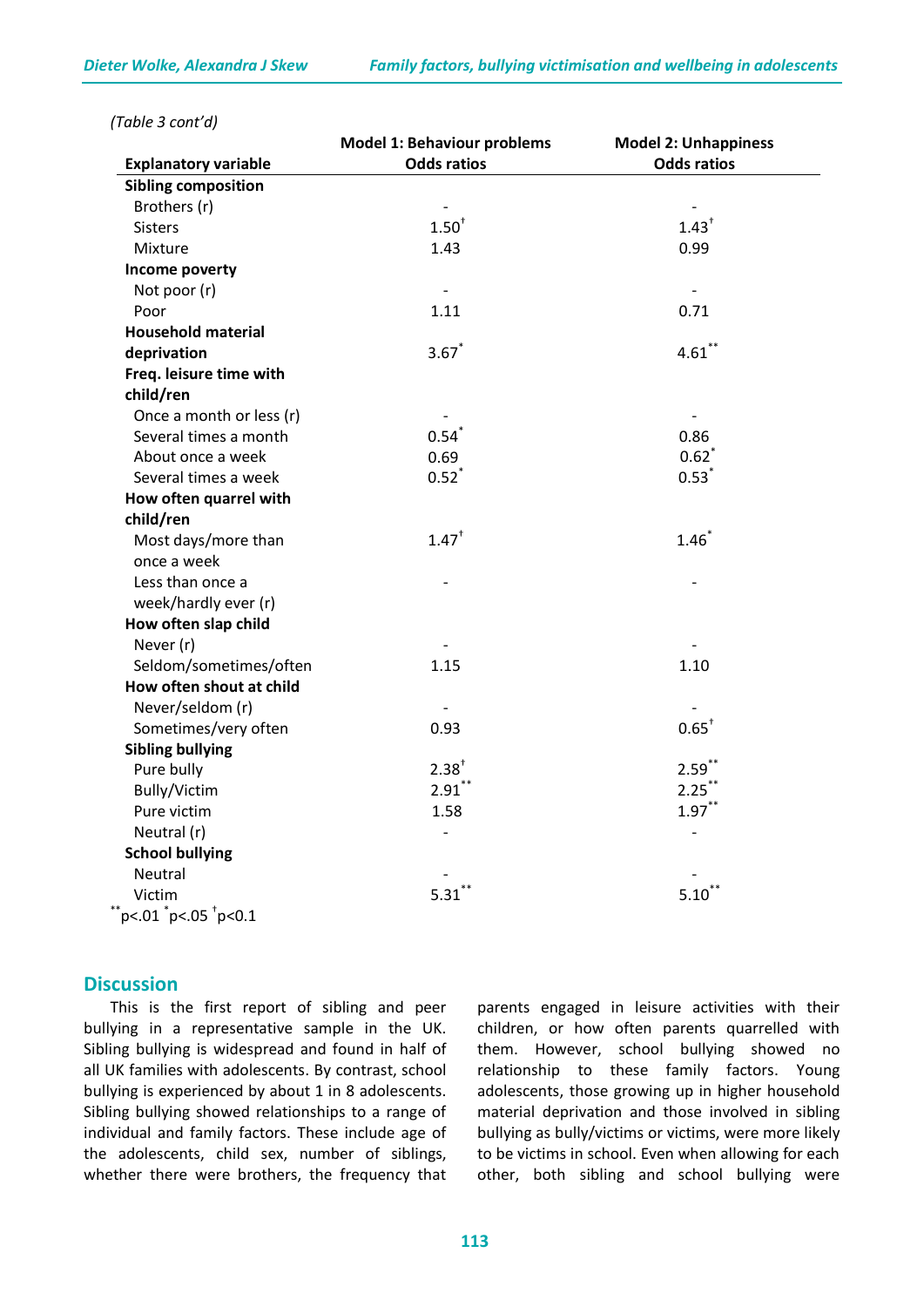*(Table 3 cont'd)*

| Explanatory variable | Model 1: Behaviour problems Odds ratios | Model 2: Unhappiness Odds ratios |
|---|---|---|
| **Sibling composition** | | |
| Brothers (r) | - | - |
| Sisters | 1.50† | 1.43† |
| Mixture | 1.43 | 0.99 |
| **Income poverty** | | |
| Not poor (r) | - | - |
| Poor | 1.11 | 0.71 |
| **Household material deprivation** | 3.67* | 4.61** |
| **Freq. leisure time with child/ren** | | |
| Once a month or less (r) | - | - |
| Several times a month | 0.54* | 0.86 |
| About once a week | 0.69 | 0.62* |
| Several times a week | 0.52* | 0.53* |
| **How often quarrel with child/ren** | | |
| Most days/more than once a week | 1.47† | 1.46* |
| Less than once a week/hardly ever (r) | - | - |
| **How often slap child** | | |
| Never (r) | - | - |
| Seldom/sometimes/often | 1.15 | 1.10 |
| **How often shout at child** | | |
| Never/seldom (r) | - | - |
| Sometimes/very often | 0.93 | 0.65† |
| **Sibling bullying** | | |
| Pure bully | 2.38† | 2.59** |
| Bully/Victim | 2.91** | 2.25** |
| Pure victim | 1.58 | 1.97** |
| Neutral (r) | - | - |
| **School bullying** | | |
| Neutral | - | - |
| Victim | 5.31** | 5.10** |

**p<.01 *p<.05 †p<0.1

## Discussion

This is the first report of sibling and peer bullying in a representative sample in the UK. Sibling bullying is widespread and found in half of all UK families with adolescents. By contrast, school bullying is experienced by about 1 in 8 adolescents. Sibling bullying showed relationships to a range of individual and family factors. These include age of the adolescents, child sex, number of siblings, whether there were brothers, the frequency that parents engaged in leisure activities with their children, or how often parents quarrelled with them. However, school bullying showed no relationship to these family factors. Young adolescents, those growing up in higher household material deprivation and those involved in sibling bullying as bully/victims or victims, were more likely to be victims in school. Even when allowing for each other, both sibling and school bullying were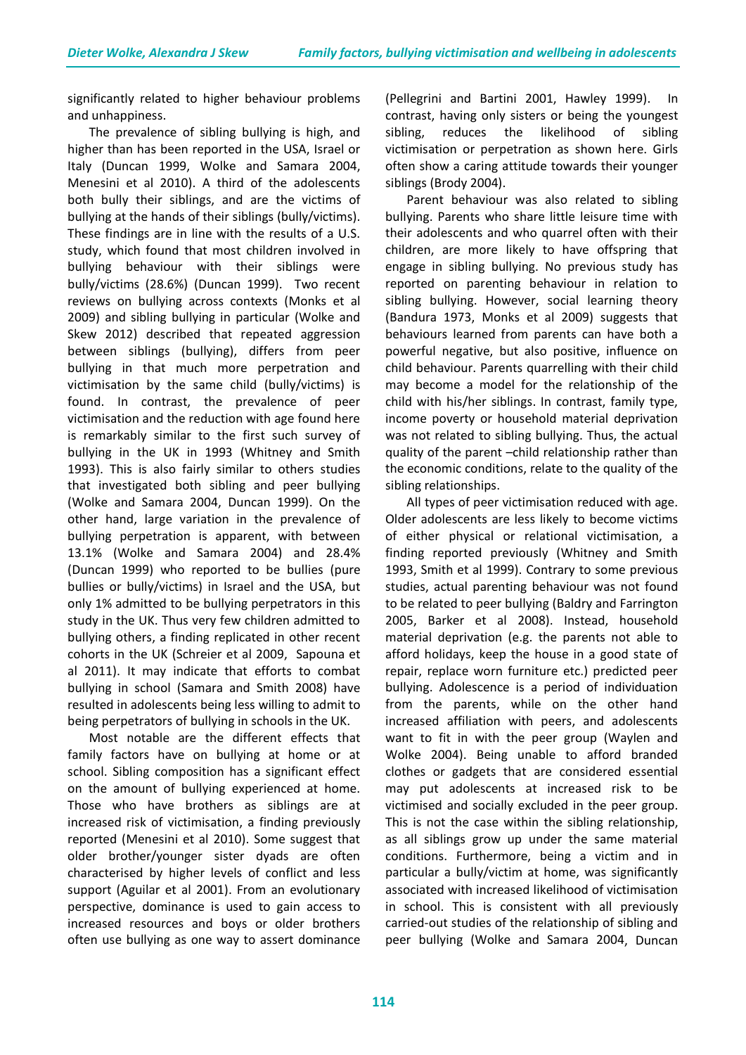significantly related to higher behaviour problems and unhappiness.

The prevalence of sibling bullying is high, and higher than has been reported in the USA, Israel or Italy (Duncan 1999, Wolke and Samara 2004, Menesini et al 2010). A third of the adolescents both bully their siblings, and are the victims of bullying at the hands of their siblings (bully/victims). These findings are in line with the results of a U.S. study, which found that most children involved in bullying behaviour with their siblings were bully/victims (28.6%) (Duncan 1999). Two recent reviews on bullying across contexts (Monks et al 2009) and sibling bullying in particular (Wolke and Skew 2012) described that repeated aggression between siblings (bullying), differs from peer bullying in that much more perpetration and victimisation by the same child (bully/victims) is found. In contrast, the prevalence of peer victimisation and the reduction with age found here is remarkably similar to the first such survey of bullying in the UK in 1993 (Whitney and Smith 1993). This is also fairly similar to others studies that investigated both sibling and peer bullying (Wolke and Samara 2004, Duncan 1999). On the other hand, large variation in the prevalence of bullying perpetration is apparent, with between 13.1% (Wolke and Samara 2004) and 28.4% (Duncan 1999) who reported to be bullies (pure bullies or bully/victims) in Israel and the USA, but only 1% admitted to be bullying perpetrators in this study in the UK. Thus very few children admitted to bullying others, a finding replicated in other recent cohorts in the UK (Schreier et al 2009, Sapouna et al 2011). It may indicate that efforts to combat bullying in school (Samara and Smith 2008) have resulted in adolescents being less willing to admit to being perpetrators of bullying in schools in the UK.

Most notable are the different effects that family factors have on bullying at home or at school. Sibling composition has a significant effect on the amount of bullying experienced at home. Those who have brothers as siblings are at increased risk of victimisation, a finding previously reported (Menesini et al 2010). Some suggest that older brother/younger sister dyads are often characterised by higher levels of conflict and less support (Aguilar et al 2001). From an evolutionary perspective, dominance is used to gain access to increased resources and boys or older brothers often use bullying as one way to assert dominance (Pellegrini and Bartini 2001, Hawley 1999). In contrast, having only sisters or being the youngest sibling, reduces the likelihood of sibling victimisation or perpetration as shown here. Girls often show a caring attitude towards their younger siblings (Brody 2004).

Parent behaviour was also related to sibling bullying. Parents who share little leisure time with their adolescents and who quarrel often with their children, are more likely to have offspring that engage in sibling bullying. No previous study has reported on parenting behaviour in relation to sibling bullying. However, social learning theory (Bandura 1973, Monks et al 2009) suggests that behaviours learned from parents can have both a powerful negative, but also positive, influence on child behaviour. Parents quarrelling with their child may become a model for the relationship of the child with his/her siblings. In contrast, family type, income poverty or household material deprivation was not related to sibling bullying. Thus, the actual quality of the parent –child relationship rather than the economic conditions, relate to the quality of the sibling relationships.

All types of peer victimisation reduced with age. Older adolescents are less likely to become victims of either physical or relational victimisation, a finding reported previously (Whitney and Smith 1993, Smith et al 1999). Contrary to some previous studies, actual parenting behaviour was not found to be related to peer bullying (Baldry and Farrington 2005, Barker et al 2008). Instead, household material deprivation (e.g. the parents not able to afford holidays, keep the house in a good state of repair, replace worn furniture etc.) predicted peer bullying. Adolescence is a period of individuation from the parents, while on the other hand increased affiliation with peers, and adolescents want to fit in with the peer group (Waylen and Wolke 2004). Being unable to afford branded clothes or gadgets that are considered essential may put adolescents at increased risk to be victimised and socially excluded in the peer group. This is not the case within the sibling relationship, as all siblings grow up under the same material conditions. Furthermore, being a victim and in particular a bully/victim at home, was significantly associated with increased likelihood of victimisation in school. This is consistent with all previously carried-out studies of the relationship of sibling and peer bullying (Wolke and Samara 2004, Duncan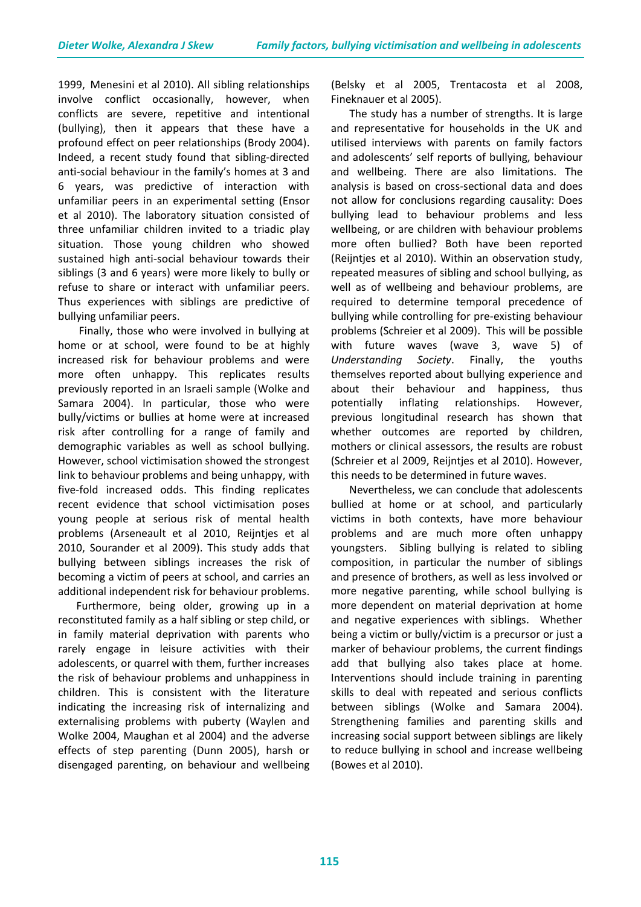1999, Menesini et al 2010). All sibling relationships involve conflict occasionally, however, when conflicts are severe, repetitive and intentional (bullying), then it appears that these have a profound effect on peer relationships (Brody 2004). Indeed, a recent study found that sibling-directed anti-social behaviour in the family's homes at 3 and 6 years, was predictive of interaction with unfamiliar peers in an experimental setting (Ensor et al 2010). The laboratory situation consisted of three unfamiliar children invited to a triadic play situation. Those young children who showed sustained high anti-social behaviour towards their siblings (3 and 6 years) were more likely to bully or refuse to share or interact with unfamiliar peers. Thus experiences with siblings are predictive of bullying unfamiliar peers.

Finally, those who were involved in bullying at home or at school, were found to be at highly increased risk for behaviour problems and were more often unhappy. This replicates results previously reported in an Israeli sample (Wolke and Samara 2004). In particular, those who were bully/victims or bullies at home were at increased risk after controlling for a range of family and demographic variables as well as school bullying. However, school victimisation showed the strongest link to behaviour problems and being unhappy, with five-fold increased odds. This finding replicates recent evidence that school victimisation poses young people at serious risk of mental health problems (Arseneault et al 2010, Reijntjes et al 2010, Sourander et al 2009). This study adds that bullying between siblings increases the risk of becoming a victim of peers at school, and carries an additional independent risk for behaviour problems.

Furthermore, being older, growing up in a reconstituted family as a half sibling or step child, or in family material deprivation with parents who rarely engage in leisure activities with their adolescents, or quarrel with them, further increases the risk of behaviour problems and unhappiness in children. This is consistent with the literature indicating the increasing risk of internalizing and externalising problems with puberty (Waylen and Wolke 2004, Maughan et al 2004) and the adverse effects of step parenting (Dunn 2005), harsh or disengaged parenting, on behaviour and wellbeing (Belsky et al 2005, Trentacosta et al 2008, Fineknauer et al 2005).

The study has a number of strengths. It is large and representative for households in the UK and utilised interviews with parents on family factors and adolescents' self reports of bullying, behaviour and wellbeing. There are also limitations. The analysis is based on cross-sectional data and does not allow for conclusions regarding causality: Does bullying lead to behaviour problems and less wellbeing, or are children with behaviour problems more often bullied? Both have been reported (Reijntjes et al 2010). Within an observation study, repeated measures of sibling and school bullying, as well as of wellbeing and behaviour problems, are required to determine temporal precedence of bullying while controlling for pre-existing behaviour problems (Schreier et al 2009). This will be possible with future waves (wave 3, wave 5) of *Understanding Society*. Finally, the youths themselves reported about bullying experience and about their behaviour and happiness, thus potentially inflating relationships. However, previous longitudinal research has shown that whether outcomes are reported by children, mothers or clinical assessors, the results are robust (Schreier et al 2009, Reijntjes et al 2010). However, this needs to be determined in future waves.

Nevertheless, we can conclude that adolescents bullied at home or at school, and particularly victims in both contexts, have more behaviour problems and are much more often unhappy youngsters. Sibling bullying is related to sibling composition, in particular the number of siblings and presence of brothers, as well as less involved or more negative parenting, while school bullying is more dependent on material deprivation at home and negative experiences with siblings. Whether being a victim or bully/victim is a precursor or just a marker of behaviour problems, the current findings add that bullying also takes place at home. Interventions should include training in parenting skills to deal with repeated and serious conflicts between siblings (Wolke and Samara 2004). Strengthening families and parenting skills and increasing social support between siblings are likely to reduce bullying in school and increase wellbeing (Bowes et al 2010).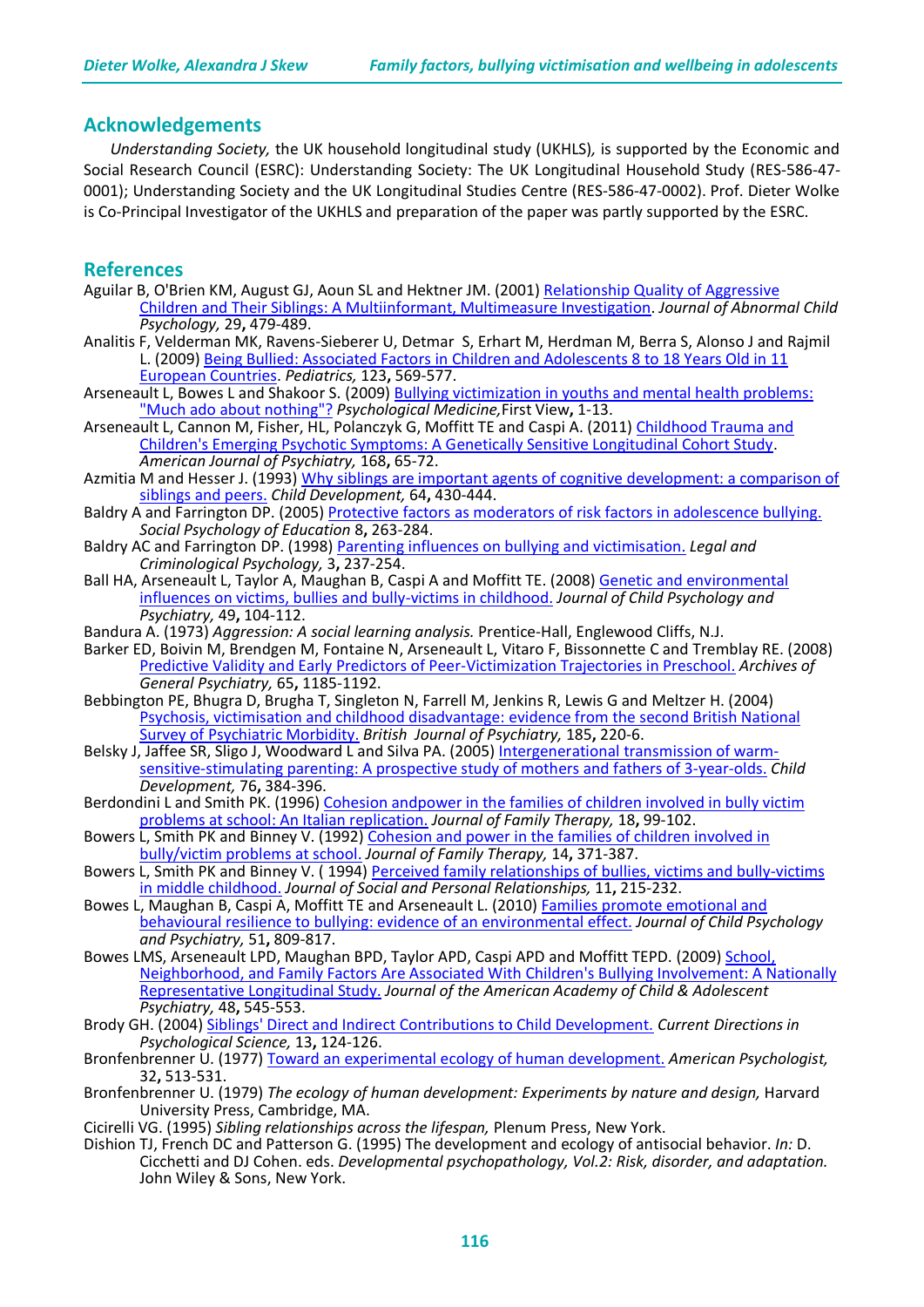## Acknowledgements

*Understanding Society,* the UK household longitudinal study (UKHLS)*,* is supported by the Economic and Social Research Council (ESRC): Understanding Society: The UK Longitudinal Household Study (RES-586-47-0001); Understanding Society and the UK Longitudinal Studies Centre (RES-586-47-0002). Prof. Dieter Wolke is Co-Principal Investigator of the UKHLS and preparation of the paper was partly supported by the ESRC.

## References

Aguilar B, O'Brien KM, August GJ, Aoun SL and Hektner JM. (2001) Relationship Quality of Aggressive Children and Their Siblings: A Multiinformant, Multimeasure Investigation. *Journal of Abnormal Child Psychology,* 29**,** 479-489.

Analitis F, Velderman MK, Ravens-Sieberer U, Detmar S, Erhart M, Herdman M, Berra S, Alonso J and Rajmil L. (2009) Being Bullied: Associated Factors in Children and Adolescents 8 to 18 Years Old in 11 European Countries. *Pediatrics,* 123**,** 569-577.

Arseneault L, Bowes L and Shakoor S. (2009) Bullying victimization in youths and mental health problems: "Much ado about nothing"? *Psychological Medicine,*First View**,** 1-13.

Arseneault L, Cannon M, Fisher, HL, Polanczyk G, Moffitt TE and Caspi A. (2011) Childhood Trauma and Children's Emerging Psychotic Symptoms: A Genetically Sensitive Longitudinal Cohort Study. *American Journal of Psychiatry,* 168**,** 65-72.

Azmitia M and Hesser J. (1993) Why siblings are important agents of cognitive development: a comparison of siblings and peers. *Child Development,* 64**,** 430-444.

Baldry A and Farrington DP. (2005) Protective factors as moderators of risk factors in adolescence bullying. *Social Psychology of Education* 8**,** 263-284.

Baldry AC and Farrington DP. (1998) Parenting influences on bullying and victimisation. *Legal and Criminological Psychology,* 3**,** 237-254.

Ball HA, Arseneault L, Taylor A, Maughan B, Caspi A and Moffitt TE. (2008) Genetic and environmental influences on victims, bullies and bully-victims in childhood. *Journal of Child Psychology and Psychiatry,* 49**,** 104-112.

Bandura A. (1973) *Aggression: A social learning analysis.* Prentice-Hall, Englewood Cliffs, N.J.

Barker ED, Boivin M, Brendgen M, Fontaine N, Arseneault L, Vitaro F, Bissonnette C and Tremblay RE. (2008) Predictive Validity and Early Predictors of Peer-Victimization Trajectories in Preschool. *Archives of General Psychiatry,* 65**,** 1185-1192.

Bebbington PE, Bhugra D, Brugha T, Singleton N, Farrell M, Jenkins R, Lewis G and Meltzer H. (2004) Psychosis, victimisation and childhood disadvantage: evidence from the second British National Survey of Psychiatric Morbidity. *British Journal of Psychiatry,* 185**,** 220-6.

Belsky J, Jaffee SR, Sligo J, Woodward L and Silva PA. (2005) Intergenerational transmission of warm-sensitive-stimulating parenting: A prospective study of mothers and fathers of 3-year-olds. *Child Development,* 76**,** 384-396.

Berdondini L and Smith PK. (1996) Cohesion andpower in the families of children involved in bully victim problems at school: An Italian replication. *Journal of Family Therapy,* 18**,** 99-102.

Bowers L, Smith PK and Binney V. (1992) Cohesion and power in the families of children involved in bully/victim problems at school. *Journal of Family Therapy,* 14, 371-387.

Bowers L, Smith PK and Binney V. ( 1994) Perceived family relationships of bullies, victims and bully-victims in middle childhood. *Journal of Social and Personal Relationships,* 11**,** 215-232.

Bowes L, Maughan B, Caspi A, Moffitt TE and Arseneault L. (2010) Families promote emotional and behavioural resilience to bullying: evidence of an environmental effect. *Journal of Child Psychology and Psychiatry,* 51**,** 809-817.

Bowes LMS, Arseneault LPD, Maughan BPD, Taylor APD, Caspi APD and Moffitt TEPD. (2009) School, Neighborhood, and Family Factors Are Associated With Children's Bullying Involvement: A Nationally Representative Longitudinal Study. *Journal of the American Academy of Child & Adolescent Psychiatry,* 48**,** 545-553.

Brody GH. (2004) Siblings' Direct and Indirect Contributions to Child Development. *Current Directions in Psychological Science,* 13**,** 124-126.

Bronfenbrenner U. (1977) Toward an experimental ecology of human development. *American Psychologist,* 32**,** 513-531.

Bronfenbrenner U. (1979) *The ecology of human development: Experiments by nature and design,* Harvard University Press, Cambridge, MA.

Cicirelli VG. (1995) *Sibling relationships across the lifespan,* Plenum Press, New York.

Dishion TJ, French DC and Patterson G. (1995) The development and ecology of antisocial behavior. *In:* D. Cicchetti and DJ Cohen. eds. *Developmental psychopathology, Vol.2: Risk, disorder, and adaptation.* John Wiley & Sons, New York.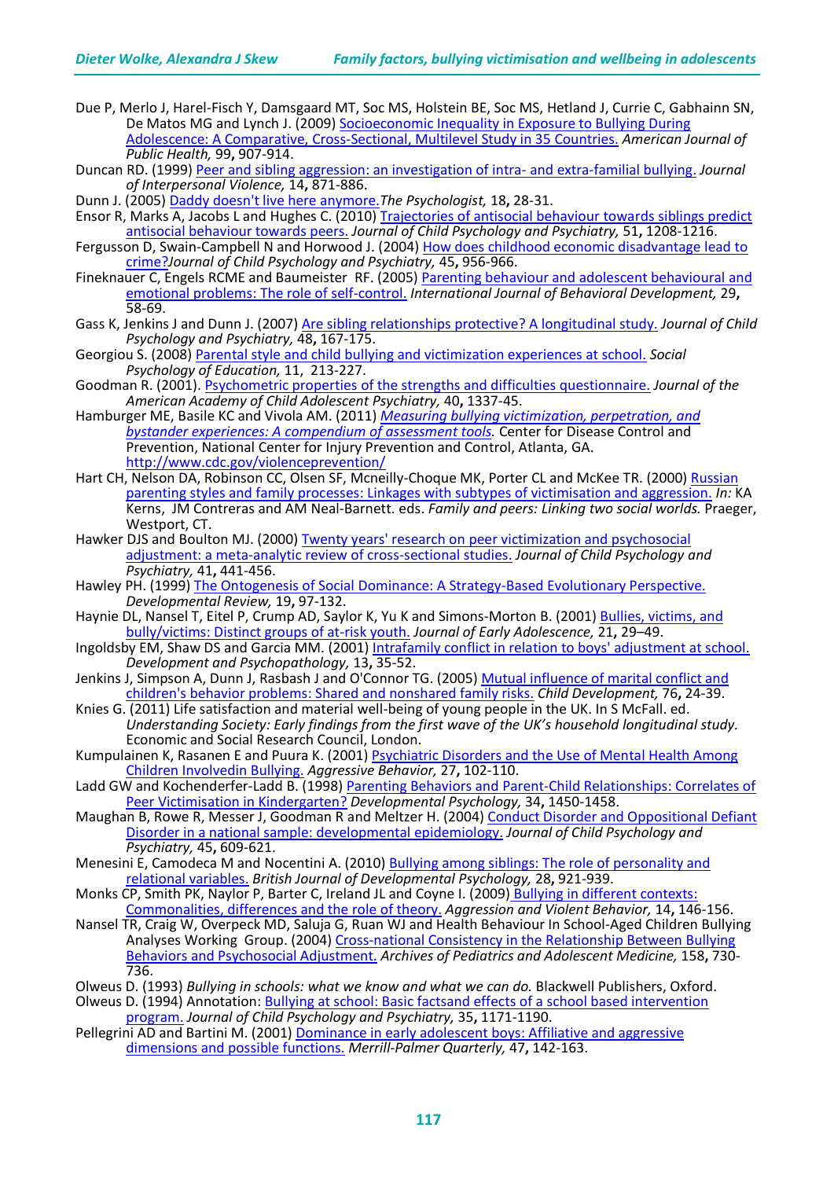Due P, Merlo J, Harel-Fisch Y, Damsgaard MT, Soc MS, Holstein BE, Soc MS, Hetland J, Currie C, Gabhainn SN, De Matos MG and Lynch J. (2009) Socioeconomic Inequality in Exposure to Bullying During Adolescence: A Comparative, Cross-Sectional, Multilevel Study in 35 Countries. *American Journal of Public Health,* 99**,** 907-914.

Duncan RD. (1999) Peer and sibling aggression: an investigation of intra- and extra-familial bullying. *Journal of Interpersonal Violence,* 14**,** 871-886.

Dunn J. (2005) Daddy doesn't live here anymore.*The Psychologist,* 18**,** 28-31.

Ensor R, Marks A, Jacobs L and Hughes C. (2010) Trajectories of antisocial behaviour towards siblings predict antisocial behaviour towards peers. *Journal of Child Psychology and Psychiatry,* 51**,** 1208-1216.

Fergusson D, Swain-Campbell N and Horwood J. (2004) How does childhood economic disadvantage lead to crime?*Journal of Child Psychology and Psychiatry,* 45**,** 956-966.

Fineknauer C, Engels RCME and Baumeister RF. (2005) Parenting behaviour and adolescent behavioural and emotional problems: The role of self-control. *International Journal of Behavioral Development,* 29**,** 58-69.

Gass K, Jenkins J and Dunn J. (2007) Are sibling relationships protective? A longitudinal study. *Journal of Child Psychology and Psychiatry,* 48**,** 167-175.

Georgiou S. (2008) Parental style and child bullying and victimization experiences at school. *Social Psychology of Education,* 11, 213-227.

Goodman R. (2001). Psychometric properties of the strengths and difficulties questionnaire. *Journal of the American Academy of Child Adolescent Psychiatry,* 40**,** 1337-45.

Hamburger ME, Basile KC and Vivola AM. (2011) *Measuring bullying victimization, perpetration, and bystander experiences: A compendium of assessment tools.* Center for Disease Control and Prevention, National Center for Injury Prevention and Control, Atlanta, GA. http://www.cdc.gov/violenceprevention/

Hart CH, Nelson DA, Robinson CC, Olsen SF, Mcneilly-Choque MK, Porter CL and McKee TR. (2000) Russian parenting styles and family processes: Linkages with subtypes of victimisation and aggression. *In:* KA Kerns, JM Contreras and AM Neal-Barnett. eds. *Family and peers: Linking two social worlds.* Praeger, Westport, CT.

Hawker DJS and Boulton MJ. (2000) Twenty years' research on peer victimization and psychosocial adjustment: a meta-analytic review of cross-sectional studies. *Journal of Child Psychology and Psychiatry,* 41**,** 441-456.

Hawley PH. (1999) The Ontogenesis of Social Dominance: A Strategy-Based Evolutionary Perspective. *Developmental Review,* 19**,** 97-132.

Haynie DL, Nansel T, Eitel P, Crump AD, Saylor K, Yu K and Simons-Morton B. (2001) Bullies, victims, and bully/victims: Distinct groups of at-risk youth. *Journal of Early Adolescence,* 21**,** 29–49.

Ingoldsby EM, Shaw DS and Garcia MM. (2001) Intrafamily conflict in relation to boys' adjustment at school. *Development and Psychopathology,* 13**,** 35-52.

Jenkins J, Simpson A, Dunn J, Rasbash J and O'Connor TG. (2005) Mutual influence of marital conflict and children's behavior problems: Shared and nonshared family risks. *Child Development,* 76**,** 24-39.

Knies G. (2011) Life satisfaction and material well-being of young people in the UK. In S McFall. ed. *Understanding Society: Early findings from the first wave of the UK's household longitudinal study.* Economic and Social Research Council, London.

Kumpulainen K, Rasanen E and Puura K. (2001) Psychiatric Disorders and the Use of Mental Health Among Children Involvedin Bullying. *Aggressive Behavior,* 27**,** 102-110.

Ladd GW and Kochenderfer-Ladd B. (1998) Parenting Behaviors and Parent-Child Relationships: Correlates of Peer Victimisation in Kindergarten? *Developmental Psychology,* 34**,** 1450-1458.

Maughan B, Rowe R, Messer J, Goodman R and Meltzer H. (2004) Conduct Disorder and Oppositional Defiant Disorder in a national sample: developmental epidemiology. *Journal of Child Psychology and Psychiatry,* 45**,** 609-621.

Menesini E, Camodeca M and Nocentini A. (2010) Bullying among siblings: The role of personality and relational variables. *British Journal of Developmental Psychology,* 28**,** 921-939.

Monks CP, Smith PK, Naylor P, Barter C, Ireland JL and Coyne I. (2009) Bullying in different contexts: Commonalities, differences and the role of theory. *Aggression and Violent Behavior,* 14**,** 146-156.

Nansel TR, Craig W, Overpeck MD, Saluja G, Ruan WJ and Health Behaviour In School-Aged Children Bullying Analyses Working Group. (2004) Cross-national Consistency in the Relationship Between Bullying Behaviors and Psychosocial Adjustment. *Archives of Pediatrics and Adolescent Medicine,* 158**,** 730-736.

Olweus D. (1993) *Bullying in schools: what we know and what we can do.* Blackwell Publishers, Oxford.

Olweus D. (1994) Annotation: Bullying at school: Basic factsand effects of a school based intervention program. *Journal of Child Psychology and Psychiatry,* 35**,** 1171-1190.

Pellegrini AD and Bartini M. (2001) Dominance in early adolescent boys: Affiliative and aggressive dimensions and possible functions. *Merrill-Palmer Quarterly,* 47, 142-163.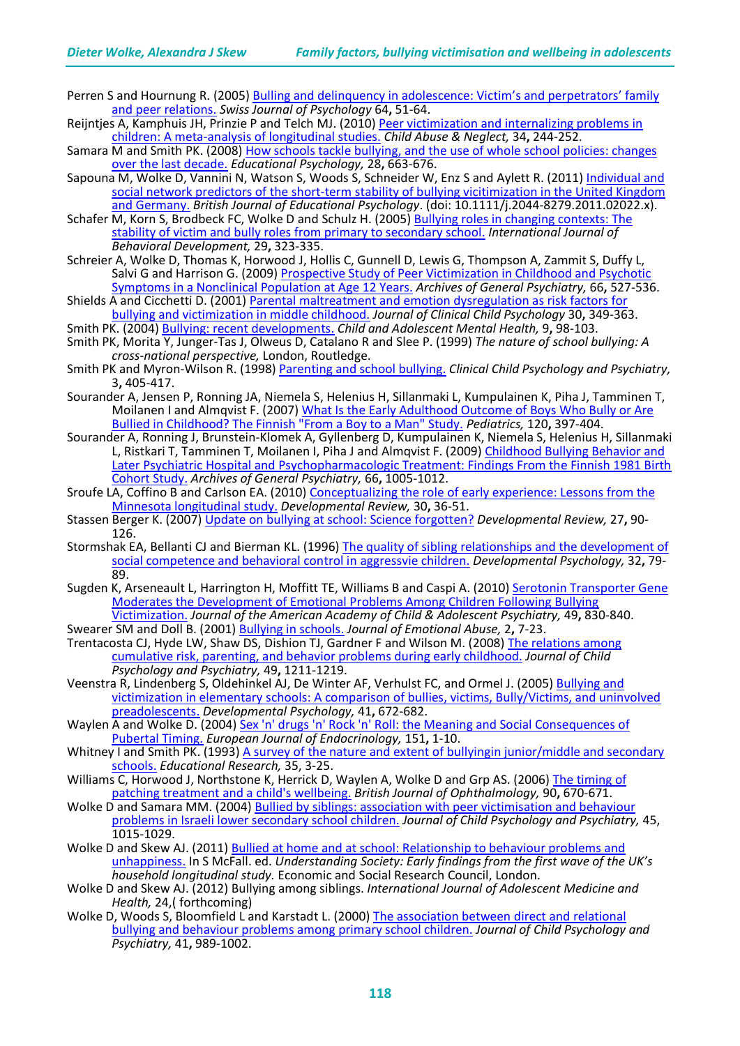Perren S and Hournung R. (2005) Bulling and delinquency in adolescence: Victim's and perpetrators' family and peer relations. *Swiss Journal of Psychology* 64**,** 51-64.

Reijntjes A, Kamphuis JH, Prinzie P and Telch MJ. (2010) Peer victimization and internalizing problems in children: A meta-analysis of longitudinal studies. *Child Abuse & Neglect,* 34**,** 244-252.

Samara M and Smith PK. (2008) How schools tackle bullying, and the use of whole school policies: changes over the last decade. *Educational Psychology,* 28**,** 663-676.

Sapouna M, Wolke D, Vannini N, Watson S, Woods S, Schneider W, Enz S and Aylett R. (2011) Individual and social network predictors of the short-term stability of bullying vicitimization in the United Kingdom and Germany. *British Journal of Educational Psychology*. (doi: 10.1111/j.2044-8279.2011.02022.x).

Schafer M, Korn S, Brodbeck FC, Wolke D and Schulz H. (2005) Bullying roles in changing contexts: The stability of victim and bully roles from primary to secondary school. *International Journal of Behavioral Development,* 29**,** 323-335.

Schreier A, Wolke D, Thomas K, Horwood J, Hollis C, Gunnell D, Lewis G, Thompson A, Zammit S, Duffy L, Salvi G and Harrison G. (2009) Prospective Study of Peer Victimization in Childhood and Psychotic Symptoms in a Nonclinical Population at Age 12 Years. *Archives of General Psychiatry,* 66**,** 527-536.

Shields A and Cicchetti D. (2001) Parental maltreatment and emotion dysregulation as risk factors for bullying and victimization in middle childhood. *Journal of Clinical Child Psychology* 30**,** 349-363.

Smith PK. (2004) Bullying: recent developments. *Child and Adolescent Mental Health,* 9**,** 98-103.

Smith PK, Morita Y, Junger-Tas J, Olweus D, Catalano R and Slee P. (1999) *The nature of school bullying: A cross-national perspective,* London, Routledge.

Smith PK and Myron-Wilson R. (1998) Parenting and school bullying. *Clinical Child Psychology and Psychiatry,* 3**,** 405-417.

Sourander A, Jensen P, Ronning JA, Niemela S, Helenius H, Sillanmaki L, Kumpulainen K, Piha J, Tamminen T, Moilanen I and Almqvist F. (2007) What Is the Early Adulthood Outcome of Boys Who Bully or Are Bullied in Childhood? The Finnish "From a Boy to a Man" Study. *Pediatrics,* 120**,** 397-404.

Sourander A, Ronning J, Brunstein-Klomek A, Gyllenberg D, Kumpulainen K, Niemela S, Helenius H, Sillanmaki L, Ristkari T, Tamminen T, Moilanen I, Piha J and Almqvist F. (2009) Childhood Bullying Behavior and Later Psychiatric Hospital and Psychopharmacologic Treatment: Findings From the Finnish 1981 Birth Cohort Study. *Archives of General Psychiatry,* 66**,** 1005-1012.

Sroufe LA, Coffino B and Carlson EA. (2010) Conceptualizing the role of early experience: Lessons from the Minnesota longitudinal study. *Developmental Review,* 30**,** 36-51.

Stassen Berger K. (2007) Update on bullying at school: Science forgotten? *Developmental Review,* 27**,** 90-126.

Stormshak EA, Bellanti CJ and Bierman KL. (1996) The quality of sibling relationships and the development of social competence and behavioral control in aggressvie children. *Developmental Psychology,* 32**,** 79-89.

Sugden K, Arseneault L, Harrington H, Moffitt TE, Williams B and Caspi A. (2010) Serotonin Transporter Gene Moderates the Development of Emotional Problems Among Children Following Bullying Victimization. *Journal of the American Academy of Child & Adolescent Psychiatry,* 49**,** 830-840.

Swearer SM and Doll B. (2001) Bullying in schools. *Journal of Emotional Abuse,* 2**,** 7-23.

Trentacosta CJ, Hyde LW, Shaw DS, Dishion TJ, Gardner F and Wilson M. (2008) The relations among cumulative risk, parenting, and behavior problems during early childhood. *Journal of Child Psychology and Psychiatry,* 49**,** 1211-1219.

Veenstra R, Lindenberg S, Oldehinkel AJ, De Winter AF, Verhulst FC, and Ormel J. (2005) Bullying and victimization in elementary schools: A comparison of bullies, victims, Bully/Victims, and uninvolved preadolescents. *Developmental Psychology,* 41**,** 672-682.

Waylen A and Wolke D. (2004) Sex 'n' drugs 'n' Rock 'n' Roll: the Meaning and Social Consequences of Pubertal Timing. *European Journal of Endocrinology,* 151**,** 1-10.

Whitney I and Smith PK. (1993) A survey of the nature and extent of bullyingin junior/middle and secondary schools. *Educational Research,* 35, 3-25.

Williams C, Horwood J, Northstone K, Herrick D, Waylen A, Wolke D and Grp AS. (2006) The timing of patching treatment and a child's wellbeing. *British Journal of Ophthalmology,* 90**,** 670-671.

Wolke D and Samara MM. (2004) Bullied by siblings: association with peer victimisation and behaviour problems in Israeli lower secondary school children. *Journal of Child Psychology and Psychiatry,* 45, 1015-1029.

Wolke D and Skew AJ. (2011) Bullied at home and at school: Relationship to behaviour problems and unhappiness. In S McFall. ed. *Understanding Society: Early findings from the first wave of the UK's household longitudinal study.* Economic and Social Research Council, London.

Wolke D and Skew AJ. (2012) Bullying among siblings. *International Journal of Adolescent Medicine and Health,* 24,( forthcoming)

Wolke D, Woods S, Bloomfield L and Karstadt L. (2000) The association between direct and relational bullying and behaviour problems among primary school children. *Journal of Child Psychology and Psychiatry,* 41**,** 989-1002.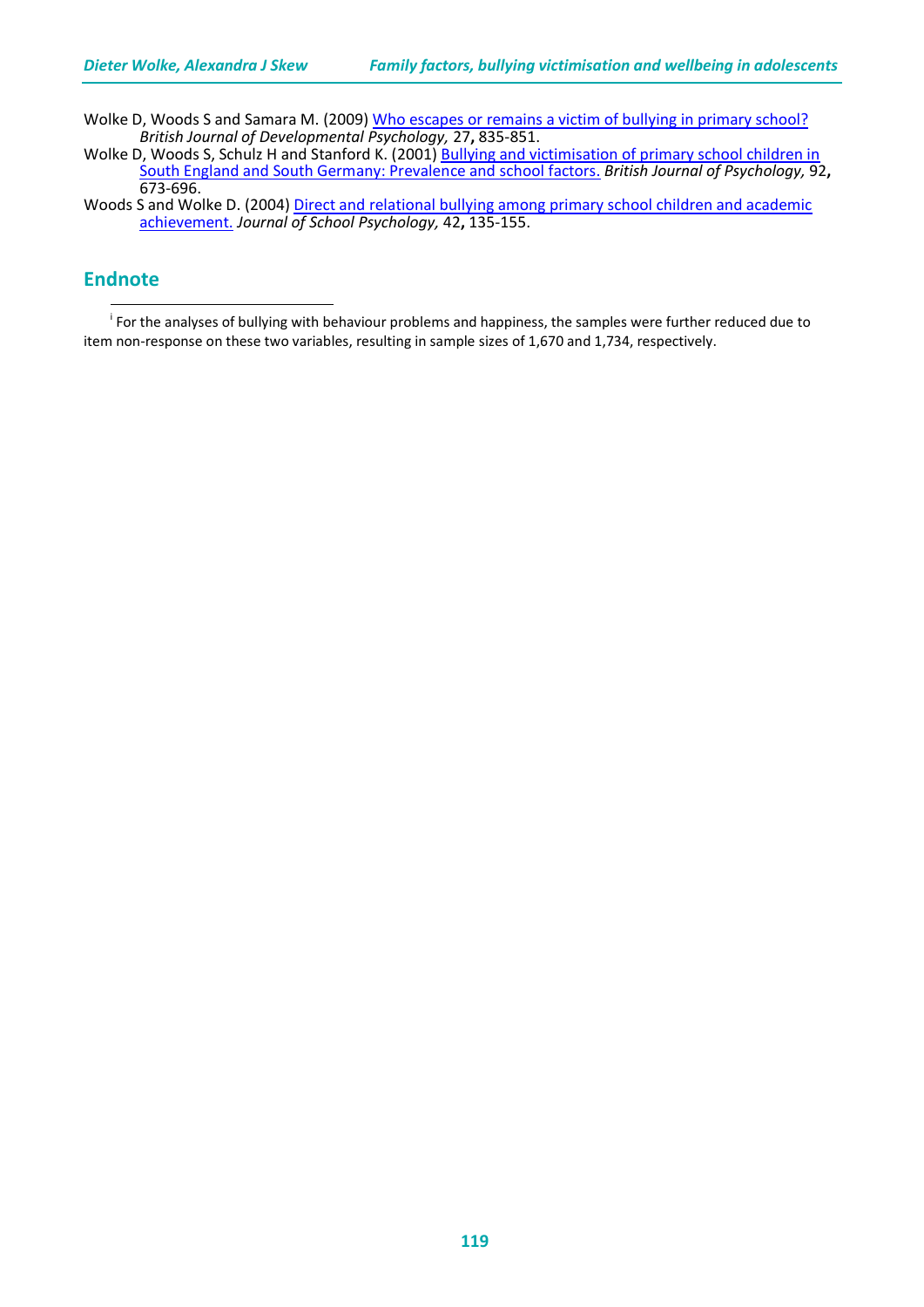Wolke D, Woods S and Samara M. (2009) Who escapes or remains a victim of bullying in primary school? *British Journal of Developmental Psychology,* 27**,** 835-851.

Wolke D, Woods S, Schulz H and Stanford K. (2001) Bullying and victimisation of primary school children in South England and South Germany: Prevalence and school factors. *British Journal of Psychology,* 92**,** 673-696.

Woods S and Wolke D. (2004) Direct and relational bullying among primary school children and academic achievement. *Journal of School Psychology,* 42**,** 135-155.

## Endnote

[i] For the analyses of bullying with behaviour problems and happiness, the samples were further reduced due to item non-response on these two variables, resulting in sample sizes of 1,670 and 1,734, respectively.